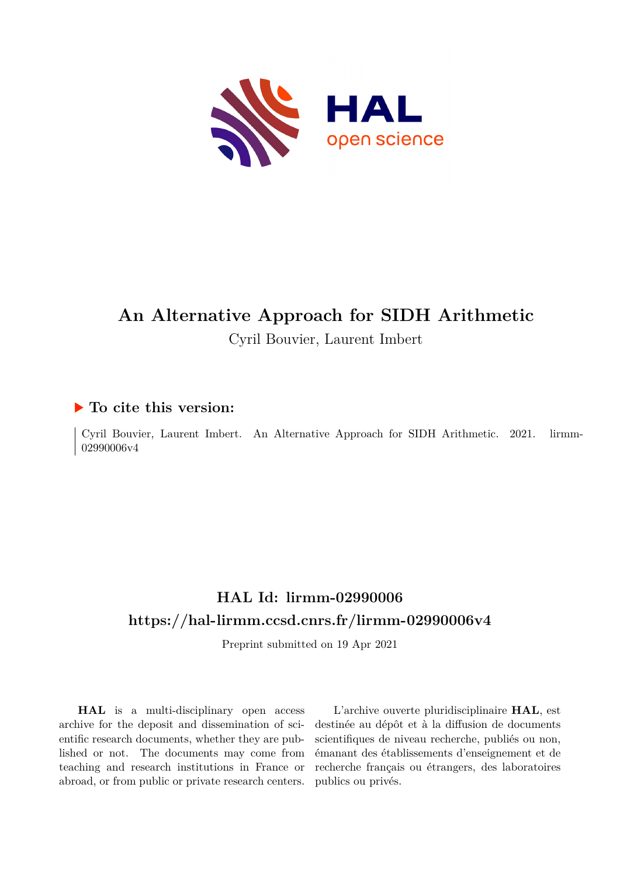# An Alternative Approach for SIDH Arithmetic

Cyril Bouvier, Laurent Imbert

## ▶ To cite this version:

Cyril Bouvier, Laurent Imbert. An Alternative Approach for SIDH Arithmetic. 2021. lirmm-02990006v4

## HAL Id: lirmm-02990006

## https://hal-lirmm.ccsd.cnrs.fr/lirmm-02990006v4

Preprint submitted on 19 Apr 2021

**HAL** is a multi-disciplinary open access archive for the deposit and dissemination of scientific research documents, whether they are published or not. The documents may come from teaching and research institutions in France or abroad, or from public or private research centers.

L'archive ouverte pluridisciplinaire **HAL**, est destinée au dépôt et à la diffusion de documents scientifiques de niveau recherche, publiés ou non, émanant des établissements d'enseignement et de recherche français ou étrangers, des laboratoires publics ou privés.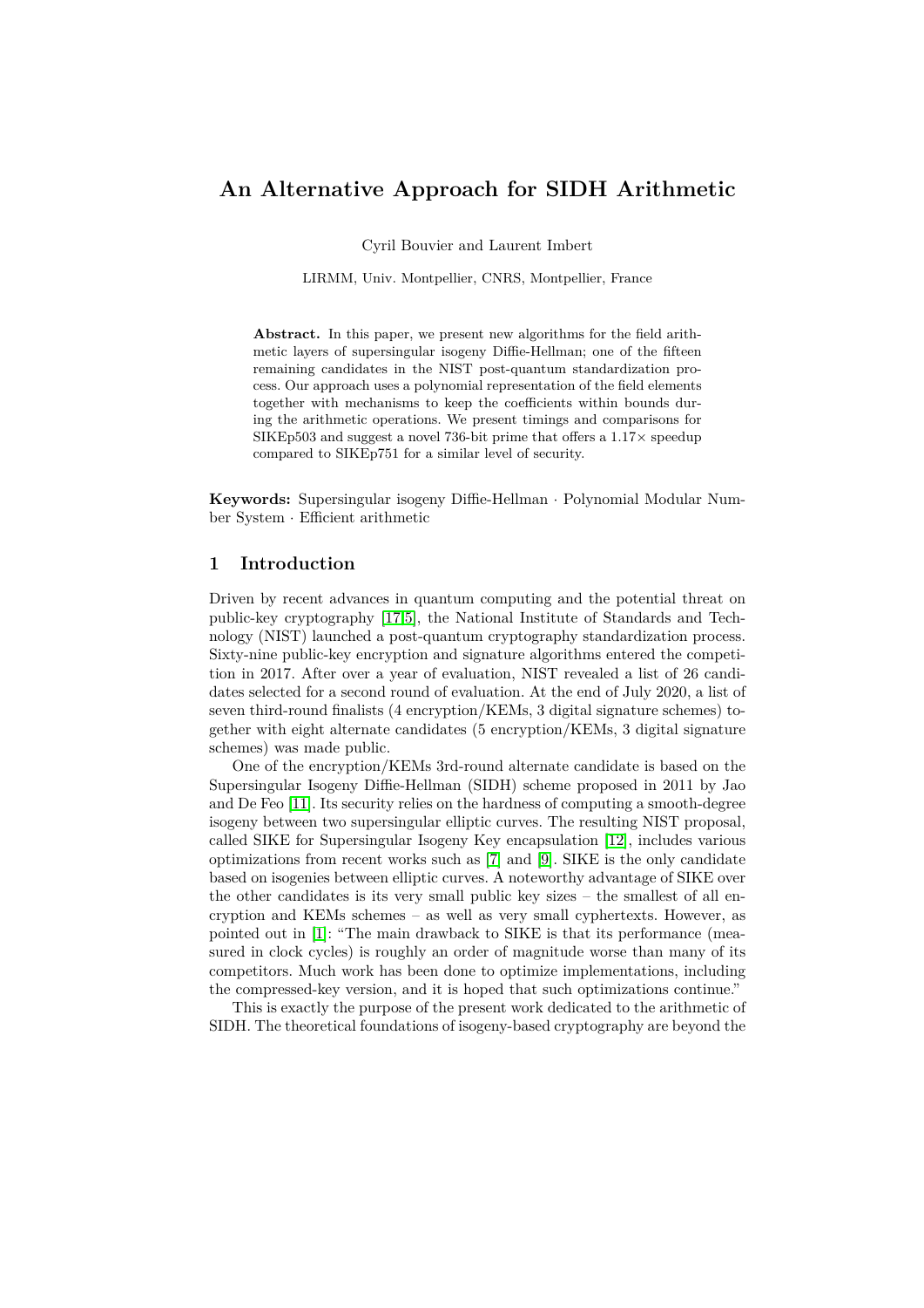# An Alternative Approach for SIDH Arithmetic

Cyril Bouvier and Laurent Imbert

LIRMM, Univ. Montpellier, CNRS, Montpellier, France

**Abstract.** In this paper, we present new algorithms for the field arithmetic layers of supersingular isogeny Diffie-Hellman; one of the fifteen remaining candidates in the NIST post-quantum standardization process. Our approach uses a polynomial representation of the field elements together with mechanisms to keep the coefficients within bounds during the arithmetic operations. We present timings and comparisons for SIKEp503 and suggest a novel 736-bit prime that offers a 1.17× speedup compared to SIKEp751 for a similar level of security.

**Keywords:** Supersingular isogeny Diffie-Hellman · Polynomial Modular Number System · Efficient arithmetic

## 1 Introduction

Driven by recent advances in quantum computing and the potential threat on public-key cryptography [17,5], the National Institute of Standards and Technology (NIST) launched a post-quantum cryptography standardization process. Sixty-nine public-key encryption and signature algorithms entered the competition in 2017. After over a year of evaluation, NIST revealed a list of 26 candidates selected for a second round of evaluation. At the end of July 2020, a list of seven third-round finalists (4 encryption/KEMs, 3 digital signature schemes) together with eight alternate candidates (5 encryption/KEMs, 3 digital signature schemes) was made public.

One of the encryption/KEMs 3rd-round alternate candidate is based on the Supersingular Isogeny Diffie-Hellman (SIDH) scheme proposed in 2011 by Jao and De Feo [11]. Its security relies on the hardness of computing a smooth-degree isogeny between two supersingular elliptic curves. The resulting NIST proposal, called SIKE for Supersingular Isogeny Key encapsulation [12], includes various optimizations from recent works such as [7] and [9]. SIKE is the only candidate based on isogenies between elliptic curves. A noteworthy advantage of SIKE over the other candidates is its very small public key sizes – the smallest of all encryption and KEMs schemes – as well as very small cyphertexts. However, as pointed out in [1]: "The main drawback to SIKE is that its performance (measured in clock cycles) is roughly an order of magnitude worse than many of its competitors. Much work has been done to optimize implementations, including the compressed-key version, and it is hoped that such optimizations continue."

This is exactly the purpose of the present work dedicated to the arithmetic of SIDH. The theoretical foundations of isogeny-based cryptography are beyond the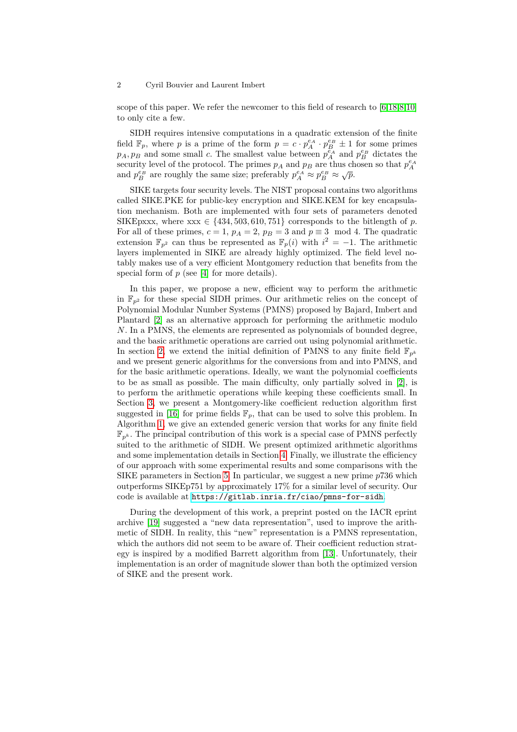scope of this paper. We refer the newcomer to this field of research to [6,18,8,10] to only cite a few.

SIDH requires intensive computations in a quadratic extension of the finite field $\mathbb{F}_p$, where $p$ is a prime of the form $p = c \cdot p_A^{e_A} \cdot p_B^{e_B} \pm 1$ for some primes $p_A, p_B$ and some small $c$. The smallest value between $p_A^{e_A}$ and $p_B^{e_B}$ dictates the security level of the protocol. The primes $p_A$ and $p_B$ are thus chosen so that $p_A^{e_A}$ and $p_B^{e_B}$ are roughly the same size; preferably $p_A^{e_A} \approx p_B^{e_B} \approx \sqrt{p}$.

SIKE targets four security levels. The NIST proposal contains two algorithms called SIKE.PKE for public-key encryption and SIKE.KEM for key encapsulation mechanism. Both are implemented with four sets of parameters denoted SIKEpxxx, where xxx $\in \{434, 503, 610, 751\}$ corresponds to the bitlength of $p$. For all of these primes, $c = 1$, $p_A = 2$, $p_B = 3$ and $p \equiv 3 \mod 4$. The quadratic extension $\mathbb{F}_{p^2}$ can thus be represented as $\mathbb{F}_p(i)$ with $i^2 = -1$. The arithmetic layers implemented in SIKE are already highly optimized. The field level notably makes use of a very efficient Montgomery reduction that benefits from the special form of $p$ (see [4] for more details).

In this paper, we propose a new, efficient way to perform the arithmetic in $\mathbb{F}_{p^2}$ for these special SIDH primes. Our arithmetic relies on the concept of Polynomial Modular Number Systems (PMNS) proposed by Bajard, Imbert and Plantard [2] as an alternative approach for performing the arithmetic modulo $N$. In a PMNS, the elements are represented as polynomials of bounded degree, and the basic arithmetic operations are carried out using polynomial arithmetic. In section 2, we extend the initial definition of PMNS to any finite field $\mathbb{F}_{p^k}$ and we present generic algorithms for the conversions from and into PMNS, and for the basic arithmetic operations. Ideally, we want the polynomial coefficients to be as small as possible. The main difficulty, only partially solved in [2], is to perform the arithmetic operations while keeping these coefficients small. In Section 3, we present a Montgomery-like coefficient reduction algorithm first suggested in [16] for prime fields $\mathbb{F}_p$, that can be used to solve this problem. In Algorithm 1, we give an extended generic version that works for any finite field $\mathbb{F}_{p^k}$. The principal contribution of this work is a special case of PMNS perfectly suited to the arithmetic of SIDH. We present optimized arithmetic algorithms and some implementation details in Section 4. Finally, we illustrate the efficiency of our approach with some experimental results and some comparisons with the SIKE parameters in Section 5. In particular, we suggest a new prime $p736$ which outperforms SIKEp751 by approximately 17% for a similar level of security. Our code is available at https://gitlab.inria.fr/ciao/pmns-for-sidh.

During the development of this work, a preprint posted on the IACR eprint archive [19] suggested a "new data representation", used to improve the arithmetic of SIDH. In reality, this "new" representation is a PMNS representation, which the authors did not seem to be aware of. Their coefficient reduction strategy is inspired by a modified Barrett algorithm from [13]. Unfortunately, their implementation is an order of magnitude slower than both the optimized version of SIKE and the present work.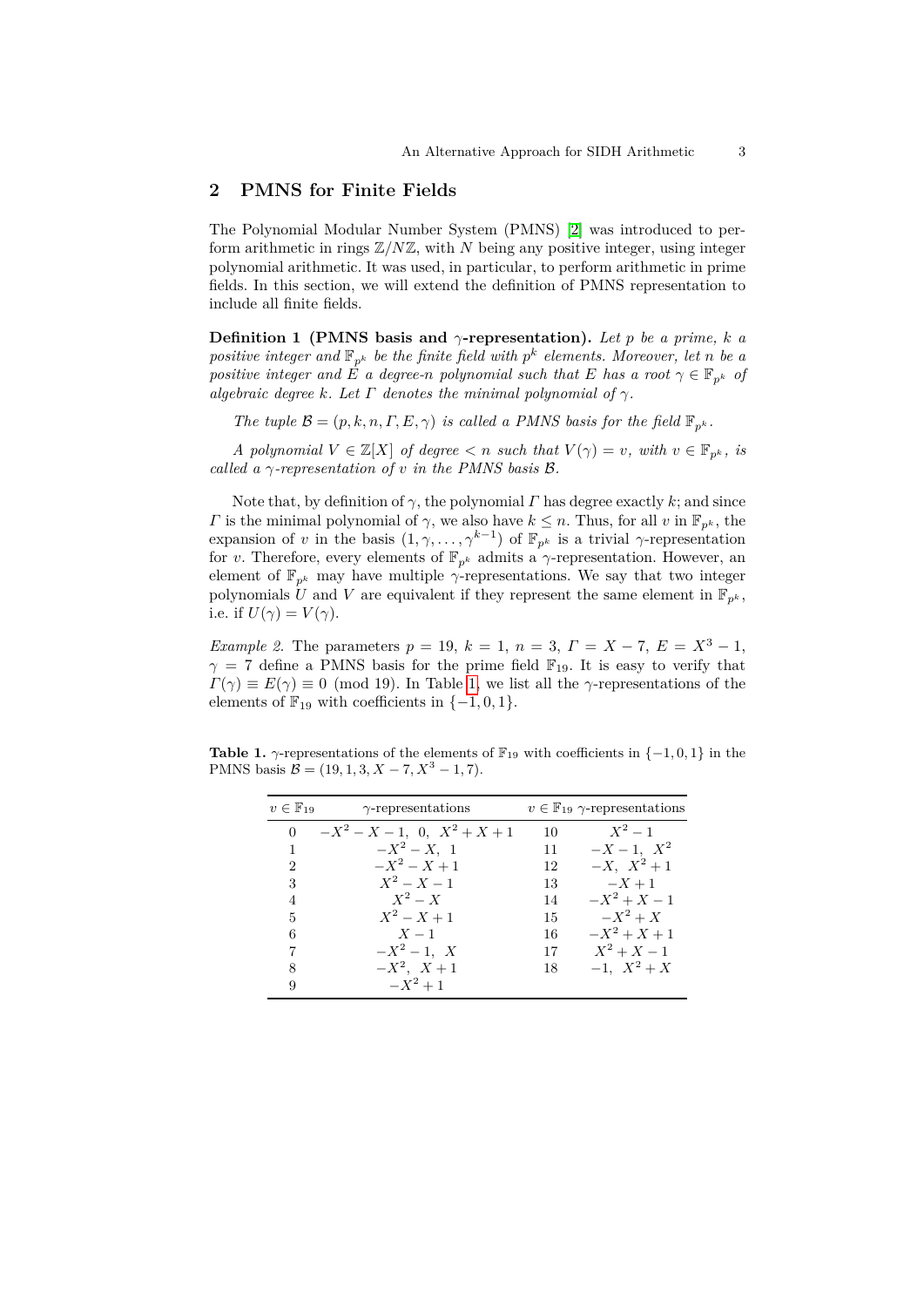## 2 PMNS for Finite Fields

The Polynomial Modular Number System (PMNS) [2] was introduced to perform arithmetic in rings $\mathbb{Z}/N\mathbb{Z}$, with $N$ being any positive integer, using integer polynomial arithmetic. It was used, in particular, to perform arithmetic in prime fields. In this section, we will extend the definition of PMNS representation to include all finite fields.

**Definition 1 (PMNS basis and $\gamma$-representation).** *Let $p$ be a prime, $k$ a positive integer and $\mathbb{F}_{p^k}$ be the finite field with $p^k$ elements. Moreover, let $n$ be a positive integer and $E$ a degree-$n$ polynomial such that $E$ has a root $\gamma \in \mathbb{F}_{p^k}$ of algebraic degree $k$. Let $\Gamma$ denotes the minimal polynomial of $\gamma$.*

*The tuple $\mathcal{B} = (p, k, n, \Gamma, E, \gamma)$ is called a PMNS basis for the field $\mathbb{F}_{p^k}$.*

*A polynomial $V \in \mathbb{Z}[X]$ of degree $< n$ such that $V(\gamma) = v$, with $v \in \mathbb{F}_{p^k}$, is called a $\gamma$-representation of $v$ in the PMNS basis $\mathcal{B}$.*

Note that, by definition of $\gamma$, the polynomial $\Gamma$ has degree exactly $k$; and since $\Gamma$ is the minimal polynomial of $\gamma$, we also have $k \leq n$. Thus, for all $v$ in $\mathbb{F}_{p^k}$, the expansion of $v$ in the basis $(1, \gamma, \ldots, \gamma^{k-1})$ of $\mathbb{F}_{p^k}$ is a trivial $\gamma$-representation for $v$. Therefore, every elements of $\mathbb{F}_{p^k}$ admits a $\gamma$-representation. However, an element of $\mathbb{F}_{p^k}$ may have multiple $\gamma$-representations. We say that two integer polynomials $U$ and $V$ are equivalent if they represent the same element in $\mathbb{F}_{p^k}$, i.e. if $U(\gamma) = V(\gamma)$.

*Example 2.* The parameters $p = 19$, $k = 1$, $n = 3$, $\Gamma = X - 7$, $E = X^3 - 1$, $\gamma = 7$ define a PMNS basis for the prime field $\mathbb{F}_{19}$. It is easy to verify that $\Gamma(\gamma) \equiv E(\gamma) \equiv 0 \pmod{19}$. In Table 1, we list all the $\gamma$-representations of the elements of $\mathbb{F}_{19}$ with coefficients in $\{-1, 0, 1\}$.

**Table 1.** $\gamma$-representations of the elements of $\mathbb{F}_{19}$ with coefficients in $\{-1, 0, 1\}$ in the PMNS basis $\mathcal{B} = (19, 1, 3, X - 7, X^3 - 1, 7)$.

| $v \in \mathbb{F}_{19}$ | $\gamma$-representations | $v \in \mathbb{F}_{19}$ | $\gamma$-representations |
|---|---|---|---|
| 0 | $-X^2 - X - 1,\ 0,\ X^2 + X + 1$ | 10 | $X^2 - 1$ |
| 1 | $-X^2 - X,\ 1$ | 11 | $-X - 1,\ X^2$ |
| 2 | $-X^2 - X + 1$ | 12 | $-X,\ X^2 + 1$ |
| 3 | $X^2 - X - 1$ | 13 | $-X + 1$ |
| 4 | $X^2 - X$ | 14 | $-X^2 + X - 1$ |
| 5 | $X^2 - X + 1$ | 15 | $-X^2 + X$ |
| 6 | $X - 1$ | 16 | $-X^2 + X + 1$ |
| 7 | $-X^2 - 1,\ X$ | 17 | $X^2 + X - 1$ |
| 8 | $-X^2,\ X + 1$ | 18 | $-1,\ X^2 + X$ |
| 9 | $-X^2 + 1$ | | |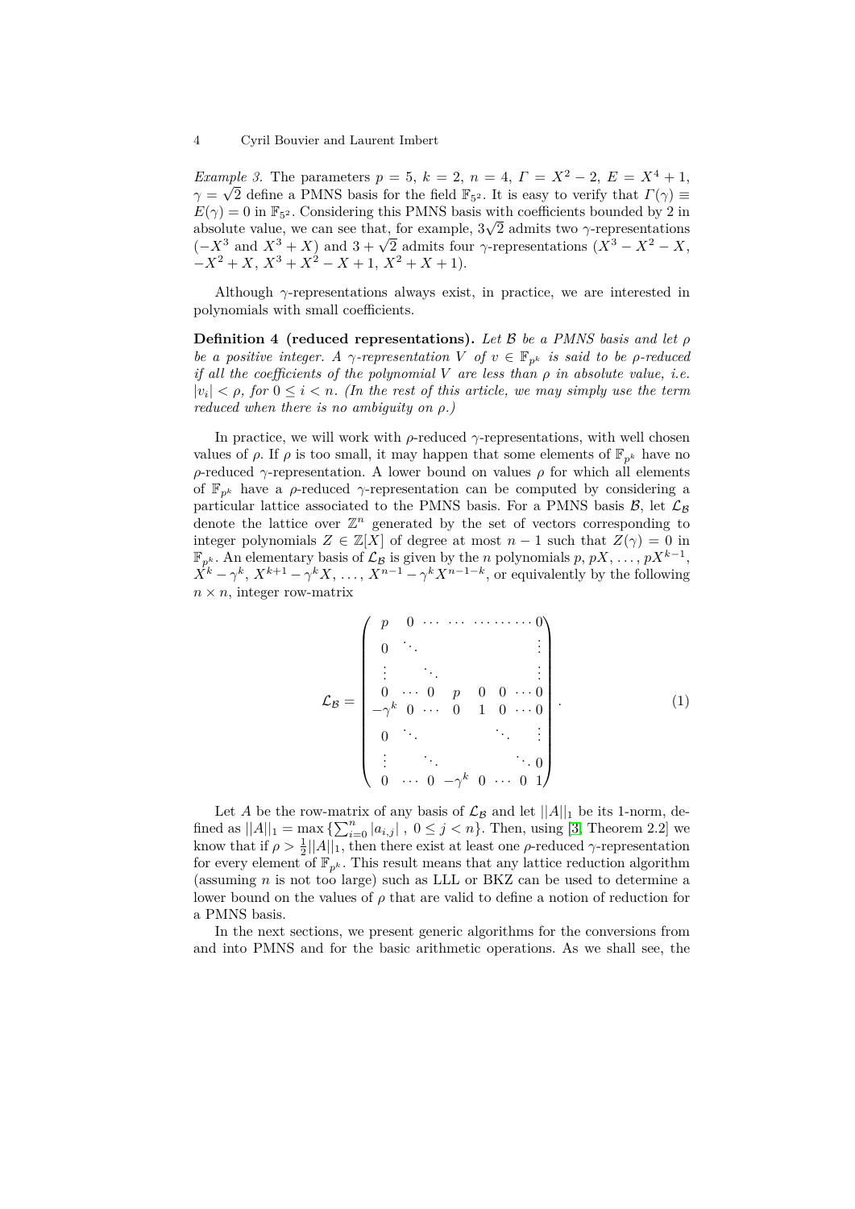*Example 3.* The parameters $p = 5$, $k = 2$, $n = 4$, $\Gamma = X^2 - 2$, $E = X^4 + 1$, $\gamma = \sqrt{2}$ define a PMNS basis for the field $\mathbb{F}_{5^2}$. It is easy to verify that $\Gamma(\gamma) \equiv E(\gamma) = 0$ in $\mathbb{F}_{5^2}$. Considering this PMNS basis with coefficients bounded by 2 in absolute value, we can see that, for example, $3\sqrt{2}$ admits two $\gamma$-representations ($-X^3$ and $X^3 + X$) and $3 + \sqrt{2}$ admits four $\gamma$-representations ($X^3 - X^2 - X$, $-X^2 + X$, $X^3 + X^2 - X + 1$, $X^2 + X + 1$).

Although $\gamma$-representations always exist, in practice, we are interested in polynomials with small coefficients.

**Definition 4 (reduced representations).** *Let $\mathcal{B}$ be a PMNS basis and let $\rho$ be a positive integer. A $\gamma$-representation $V$ of $v \in \mathbb{F}_{p^k}$ is said to be $\rho$-reduced if all the coefficients of the polynomial $V$ are less than $\rho$ in absolute value, i.e. $|v_i| < \rho$, for $0 \leq i < n$. (In the rest of this article, we may simply use the term reduced when there is no ambiguity on $\rho$.)*

In practice, we will work with $\rho$-reduced $\gamma$-representations, with well chosen values of $\rho$. If $\rho$ is too small, it may happen that some elements of $\mathbb{F}_{p^k}$ have no $\rho$-reduced $\gamma$-representation. A lower bound on values $\rho$ for which all elements of $\mathbb{F}_{p^k}$ have a $\rho$-reduced $\gamma$-representation can be computed by considering a particular lattice associated to the PMNS basis. For a PMNS basis $\mathcal{B}$, let $\mathcal{L}_\mathcal{B}$ denote the lattice over $\mathbb{Z}^n$ generated by the set of vectors corresponding to integer polynomials $Z \in \mathbb{Z}[X]$ of degree at most $n-1$ such that $Z(\gamma) = 0$ in $\mathbb{F}_{p^k}$. An elementary basis of $\mathcal{L}_\mathcal{B}$ is given by the $n$ polynomials $p, pX, \ldots, pX^{k-1}$, $X^k - \gamma^k, X^{k+1} - \gamma^k X, \ldots, X^{n-1} - \gamma^k X^{n-1-k}$, or equivalently by the following $n \times n$, integer row-matrix

$$\mathcal{L}_\mathcal{B} = \begin{pmatrix} p & 0 & \cdots & \cdots & \cdots & \cdots & \cdots & 0 \\ 0 & \ddots & & & & & & \vdots \\ \vdots & & \ddots & & & & & \vdots \\ 0 & \cdots & 0 & p & 0 & 0 & \cdots & 0 \\ -\gamma^k & 0 & \cdots & 0 & 1 & 0 & \cdots & 0 \\ 0 & \ddots & & & & \ddots & & \vdots \\ \vdots & & \ddots & & & & \ddots & 0 \\ 0 & \cdots & 0 & -\gamma^k & 0 & \cdots & 0 & 1 \end{pmatrix}. \tag{1}$$

Let $A$ be the row-matrix of any basis of $\mathcal{L}_\mathcal{B}$ and let $||A||_1$ be its 1-norm, defined as $||A||_1 = \max\left\{\sum_{i=0}^{n} |a_{i,j}| \,,\ 0 \leq j < n\right\}$. Then, using [3, Theorem 2.2] we know that if $\rho > \frac{1}{2}||A||_1$, then there exist at least one $\rho$-reduced $\gamma$-representation for every element of $\mathbb{F}_{p^k}$. This result means that any lattice reduction algorithm (assuming $n$ is not too large) such as LLL or BKZ can be used to determine a lower bound on the values of $\rho$ that are valid to define a notion of reduction for a PMNS basis.

In the next sections, we present generic algorithms for the conversions from and into PMNS and for the basic arithmetic operations. As we shall see, the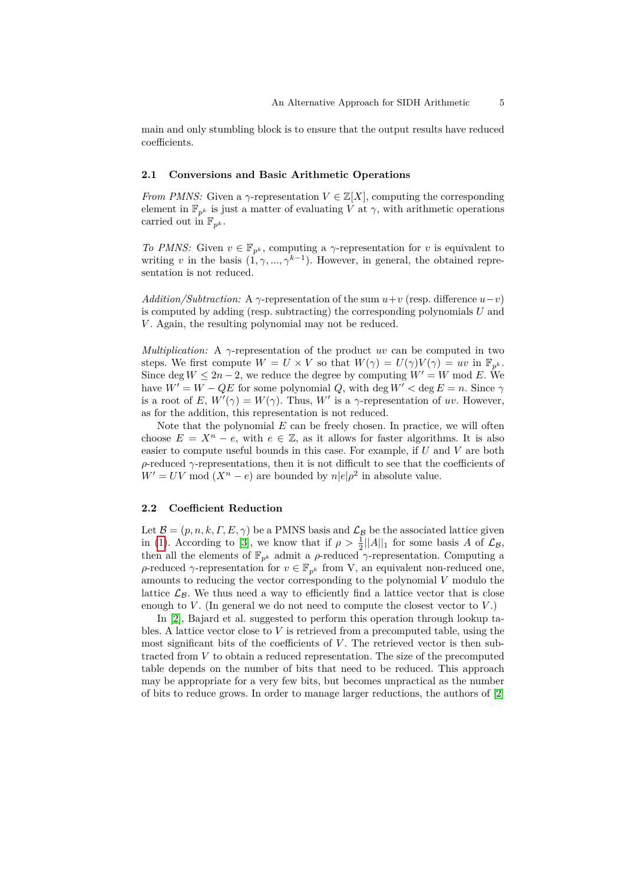main and only stumbling block is to ensure that the output results have reduced coefficients.

### 2.1 Conversions and Basic Arithmetic Operations

*From PMNS:* Given a $\gamma$-representation $V \in \mathbb{Z}[X]$, computing the corresponding element in $\mathbb{F}_{p^k}$ is just a matter of evaluating $V$ at $\gamma$, with arithmetic operations carried out in $\mathbb{F}_{p^k}$.

*To PMNS:* Given $v \in \mathbb{F}_{p^k}$, computing a $\gamma$-representation for $v$ is equivalent to writing $v$ in the basis $(1, \gamma, ..., \gamma^{k-1})$. However, in general, the obtained representation is not reduced.

*Addition/Subtraction:* A $\gamma$-representation of the sum $u+v$ (resp. difference $u-v$) is computed by adding (resp. subtracting) the corresponding polynomials $U$ and $V$. Again, the resulting polynomial may not be reduced.

*Multiplication:* A $\gamma$-representation of the product $uv$ can be computed in two steps. We first compute $W = U \times V$ so that $W(\gamma) = U(\gamma)V(\gamma) = uv$ in $\mathbb{F}_{p^k}$. Since $\deg W \leq 2n-2$, we reduce the degree by computing $W' = W \bmod E$. We have $W' = W - QE$ for some polynomial $Q$, with $\deg W' < \deg E = n$. Since $\gamma$ is a root of $E$, $W'(\gamma) = W(\gamma)$. Thus, $W'$ is a $\gamma$-representation of $uv$. However, as for the addition, this representation is not reduced.

Note that the polynomial $E$ can be freely chosen. In practice, we will often choose $E = X^n - e$, with $e \in \mathbb{Z}$, as it allows for faster algorithms. It is also easier to compute useful bounds in this case. For example, if $U$ and $V$ are both $\rho$-reduced $\gamma$-representations, then it is not difficult to see that the coefficients of $W' = UV \bmod (X^n - e)$ are bounded by $n|e|\rho^2$ in absolute value.

### 2.2 Coefficient Reduction

Let $\mathcal{B} = (p, n, k, \Gamma, E, \gamma)$ be a PMNS basis and $\mathcal{L}_\mathcal{B}$ be the associated lattice given in (1). According to [3], we know that if $\rho > \frac{1}{2}||A||_1$ for some basis $A$ of $\mathcal{L}_\mathcal{B}$, then all the elements of $\mathbb{F}_{p^k}$ admit a $\rho$-reduced $\gamma$-representation. Computing a $\rho$-reduced $\gamma$-representation for $v \in \mathbb{F}_{p^k}$ from V, an equivalent non-reduced one, amounts to reducing the vector corresponding to the polynomial $V$ modulo the lattice $\mathcal{L}_\mathcal{B}$. We thus need a way to efficiently find a lattice vector that is close enough to $V$. (In general we do not need to compute the closest vector to $V$.)

In [2], Bajard et al. suggested to perform this operation through lookup tables. A lattice vector close to $V$ is retrieved from a precomputed table, using the most significant bits of the coefficients of $V$. The retrieved vector is then subtracted from $V$ to obtain a reduced representation. The size of the precomputed table depends on the number of bits that need to be reduced. This approach may be appropriate for a very few bits, but becomes unpractical as the number of bits to reduce grows. In order to manage larger reductions, the authors of [2]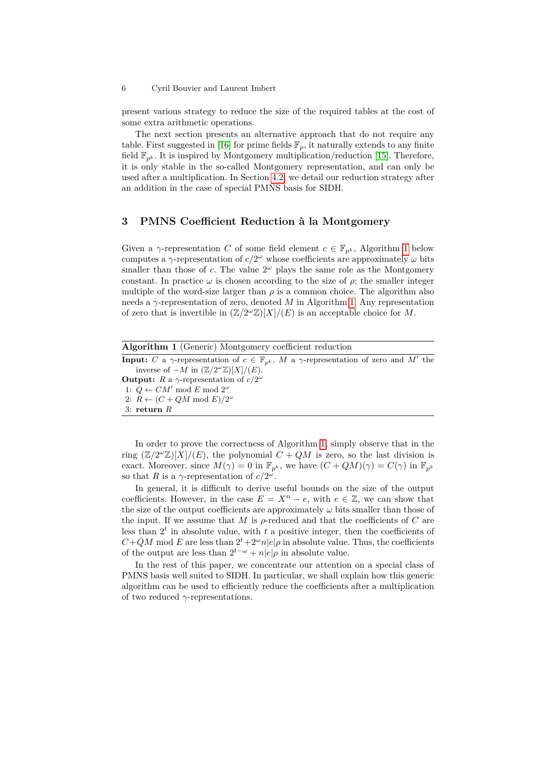present various strategy to reduce the size of the required tables at the cost of some extra arithmetic operations.

The next section presents an alternative approach that do not require any table. First suggested in [16] for prime fields $\mathbb{F}_p$, it naturally extends to any finite field $\mathbb{F}_{p^k}$. It is inspired by Montgomery multiplication/reduction [15]. Therefore, it is only stable in the so-called Montgomery representation, and can only be used after a multiplication. In Section 4.2, we detail our reduction strategy after an addition in the case of special PMNS basis for SIDH.

## 3 PMNS Coefficient Reduction à la Montgomery

Given a $\gamma$-representation $C$ of some field element $c \in \mathbb{F}_{p^k}$, Algorithm 1 below computes a $\gamma$-representation of $c/2^\omega$ whose coefficients are approximately $\omega$ bits smaller than those of $c$. The value $2^\omega$ plays the same role as the Montgomery constant. In practice $\omega$ is chosen according to the size of $\rho$; the smaller integer multiple of the word-size larger than $\rho$ is a common choice. The algorithm also needs a $\gamma$-representation of zero, denoted $M$ in Algorithm 1. Any representation of zero that is invertible in $(\mathbb{Z}/2^\omega\mathbb{Z})[X]/(E)$ is an acceptable choice for $M$.

**Algorithm 1** (Generic) Montgomery coefficient reduction

**Input:** $C$ a $\gamma$-representation of $c \in \mathbb{F}_{p^k}$, $M$ a $\gamma$-representation of zero and $M'$ the inverse of $-M$ in $(\mathbb{Z}/2^\omega\mathbb{Z})[X]/(E)$.
**Output:** $R$ a $\gamma$-representation of $c/2^\omega$

1: $Q \leftarrow CM' \bmod E \bmod 2^\omega$
2: $R \leftarrow (C + QM \bmod E)/2^\omega$
3: **return** $R$

In order to prove the correctness of Algorithm 1, simply observe that in the ring $(\mathbb{Z}/2^\omega\mathbb{Z})[X]/(E)$, the polynomial $C + QM$ is zero, so the last division is exact. Moreover, since $M(\gamma) = 0$ in $\mathbb{F}_{p^k}$, we have $(C + QM)(\gamma) = C(\gamma)$ in $\mathbb{F}_{p^k}$ so that $R$ is a $\gamma$-representation of $c/2^\omega$.

In general, it is difficult to derive useful bounds on the size of the output coefficients. However, in the case $E = X^n - e$, with $e \in \mathbb{Z}$, we can show that the size of the output coefficients are approximately $\omega$ bits smaller than those of the input. If we assume that $M$ is $\rho$-reduced and that the coefficients of $C$ are less than $2^t$ in absolute value, with $t$ a positive integer, then the coefficients of $C + QM \bmod E$ are less than $2^t + 2^\omega n|e|\rho$ in absolute value. Thus, the coefficients of the output are less than $2^{t-\omega} + n|e|\rho$ in absolute value.

In the rest of this paper, we concentrate our attention on a special class of PMNS basis well suited to SIDH. In particular, we shall explain how this generic algorithm can be used to efficiently reduce the coefficients after a multiplication of two reduced $\gamma$-representations.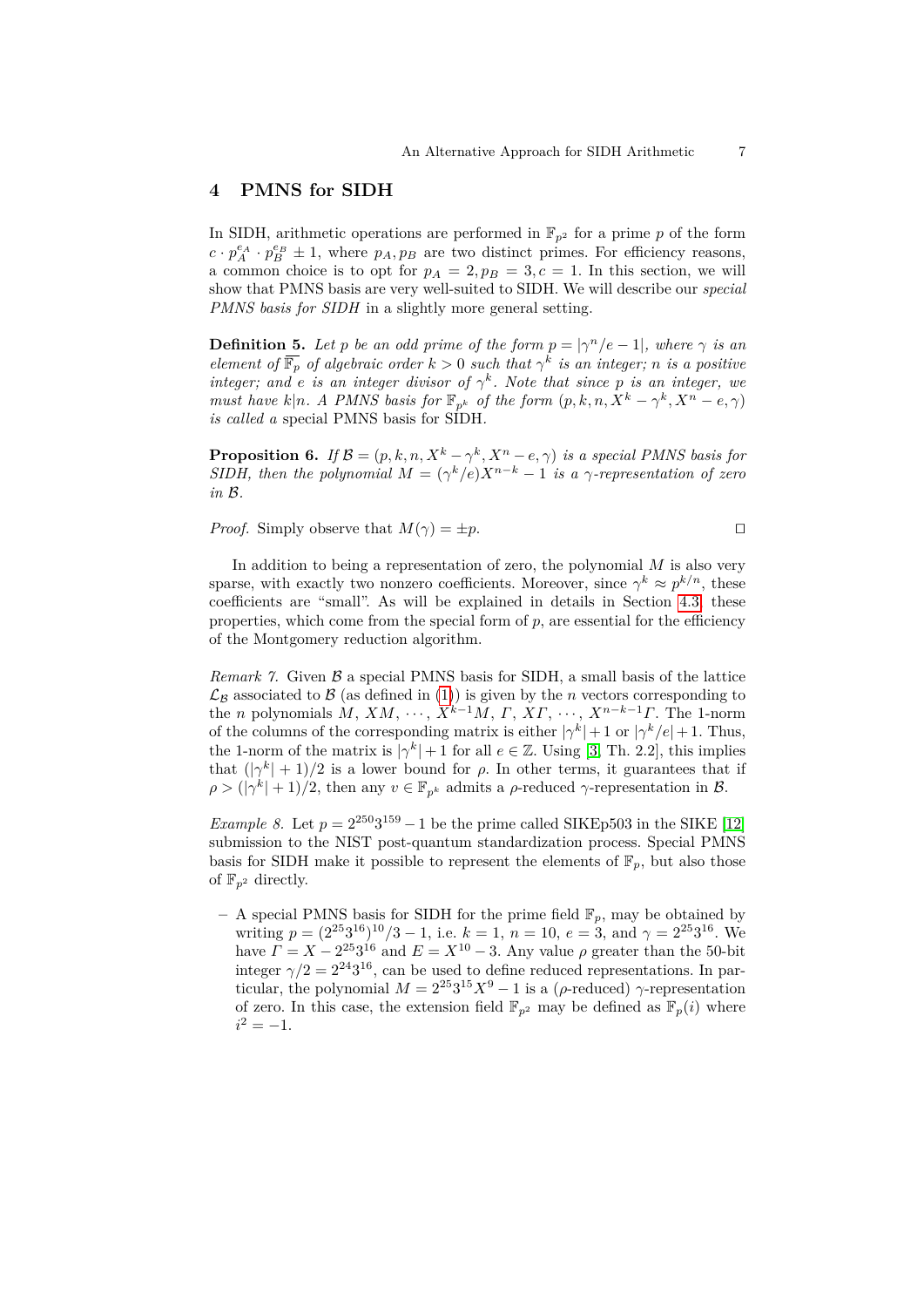## 4 PMNS for SIDH

In SIDH, arithmetic operations are performed in $\mathbb{F}_{p^2}$ for a prime $p$ of the form $c \cdot p_A^{e_A} \cdot p_B^{e_B} \pm 1$, where $p_A, p_B$ are two distinct primes. For efficiency reasons, a common choice is to opt for $p_A = 2, p_B = 3, c = 1$. In this section, we will show that PMNS basis are very well-suited to SIDH. We will describe our *special PMNS basis for SIDH* in a slightly more general setting.

**Definition 5.** *Let $p$ be an odd prime of the form $p = |\gamma^n/e - 1|$, where $\gamma$ is an element of $\overline{\mathbb{F}_p}$ of algebraic order $k > 0$ such that $\gamma^k$ is an integer; $n$ is a positive integer; and $e$ is an integer divisor of $\gamma^k$. Note that since $p$ is an integer, we must have $k|n$. A PMNS basis for $\mathbb{F}_{p^k}$ of the form $(p, k, n, X^k - \gamma^k, X^n - e, \gamma)$ is called a* special PMNS basis for SIDH.

**Proposition 6.** *If $\mathcal{B} = (p, k, n, X^k - \gamma^k, X^n - e, \gamma)$ is a special PMNS basis for SIDH, then the polynomial $M = (\gamma^k/e)X^{n-k} - 1$ is a $\gamma$-representation of zero in $\mathcal{B}$.*

*Proof.* Simply observe that $M(\gamma) = \pm p$. ◻

In addition to being a representation of zero, the polynomial $M$ is also very sparse, with exactly two nonzero coefficients. Moreover, since $\gamma^k \approx p^{k/n}$, these coefficients are "small". As will be explained in details in Section 4.3, these properties, which come from the special form of $p$, are essential for the efficiency of the Montgomery reduction algorithm.

*Remark 7.* Given $\mathcal{B}$ a special PMNS basis for SIDH, a small basis of the lattice $\mathcal{L}_\mathcal{B}$ associated to $\mathcal{B}$ (as defined in (1)) is given by the $n$ vectors corresponding to the $n$ polynomials $M$, $XM$, $\cdots$, $X^{k-1}M$, $\Gamma$, $X\Gamma$, $\cdots$, $X^{n-k-1}\Gamma$. The 1-norm of the columns of the corresponding matrix is either $|\gamma^k| + 1$ or $|\gamma^k/e| + 1$. Thus, the 1-norm of the matrix is $|\gamma^k| + 1$ for all $e \in \mathbb{Z}$. Using [3, Th. 2.2], this implies that $(|\gamma^k| + 1)/2$ is a lower bound for $\rho$. In other terms, it guarantees that if $\rho > (|\gamma^k| + 1)/2$, then any $v \in \mathbb{F}_{p^k}$ admits a $\rho$-reduced $\gamma$-representation in $\mathcal{B}$.

*Example 8.* Let $p = 2^{250}3^{159} - 1$ be the prime called SIKEp503 in the SIKE [12] submission to the NIST post-quantum standardization process. Special PMNS basis for SIDH make it possible to represent the elements of $\mathbb{F}_p$, but also those of $\mathbb{F}_{p^2}$ directly.

- A special PMNS basis for SIDH for the prime field $\mathbb{F}_p$, may be obtained by writing $p = (2^{25}3^{16})^{10}/3 - 1$, i.e. $k = 1$, $n = 10$, $e = 3$, and $\gamma = 2^{25}3^{16}$. We have $\Gamma = X - 2^{25}3^{16}$ and $E = X^{10} - 3$. Any value $\rho$ greater than the 50-bit integer $\gamma/2 = 2^{24}3^{16}$, can be used to define reduced representations. In particular, the polynomial $M = 2^{25}3^{15}X^9 - 1$ is a ($\rho$-reduced) $\gamma$-representation of zero. In this case, the extension field $\mathbb{F}_{p^2}$ may be defined as $\mathbb{F}_p(i)$ where $i^2 = -1$.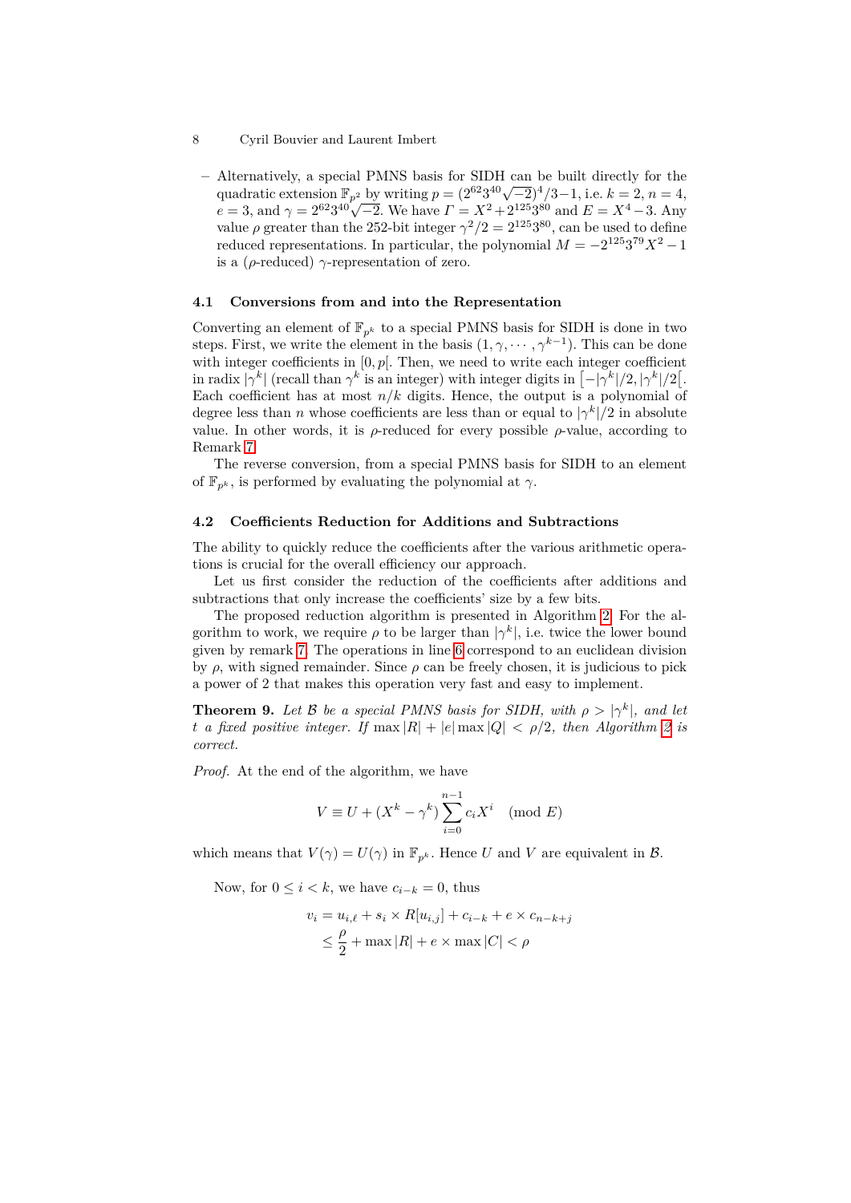– Alternatively, a special PMNS basis for SIDH can be built directly for the quadratic extension $\mathbb{F}_{p^2}$ by writing $p = (2^{62}3^{40}\sqrt{-2})^4/3 - 1$, i.e. $k = 2$, $n = 4$, $e = 3$, and $\gamma = 2^{62}3^{40}\sqrt{-2}$. We have $\Gamma = X^2 + 2^{125}3^{80}$ and $E = X^4 - 3$. Any value $\rho$ greater than the 252-bit integer $\gamma^2/2 = 2^{125}3^{80}$, can be used to define reduced representations. In particular, the polynomial $M = -2^{125}3^{79}X^2 - 1$ is a ($\rho$-reduced) $\gamma$-representation of zero.

### 4.1 Conversions from and into the Representation

Converting an element of $\mathbb{F}_{p^k}$ to a special PMNS basis for SIDH is done in two steps. First, we write the element in the basis $(1, \gamma, \cdots, \gamma^{k-1})$. This can be done with integer coefficients in $[0, p[$. Then, we need to write each integer coefficient in radix $|\gamma^k|$ (recall than $\gamma^k$ is an integer) with integer digits in $\left[-|\gamma^k|/2, |\gamma^k|/2\right[$. Each coefficient has at most $n/k$ digits. Hence, the output is a polynomial of degree less than $n$ whose coefficients are less than or equal to $|\gamma^k|/2$ in absolute value. In other words, it is $\rho$-reduced for every possible $\rho$-value, according to Remark 7.

The reverse conversion, from a special PMNS basis for SIDH to an element of $\mathbb{F}_{p^k}$, is performed by evaluating the polynomial at $\gamma$.

### 4.2 Coefficients Reduction for Additions and Subtractions

The ability to quickly reduce the coefficients after the various arithmetic operations is crucial for the overall efficiency our approach.

Let us first consider the reduction of the coefficients after additions and subtractions that only increase the coefficients' size by a few bits.

The proposed reduction algorithm is presented in Algorithm 2. For the algorithm to work, we require $\rho$ to be larger than $|\gamma^k|$, i.e. twice the lower bound given by remark 7. The operations in line 6 correspond to an euclidean division by $\rho$, with signed remainder. Since $\rho$ can be freely chosen, it is judicious to pick a power of 2 that makes this operation very fast and easy to implement.

**Theorem 9.** *Let $\mathcal{B}$ be a special PMNS basis for SIDH, with $\rho > |\gamma^k|$, and let $t$ a fixed positive integer. If $\max|R| + |e|\max|Q| < \rho/2$, then Algorithm 2 is correct.*

*Proof.* At the end of the algorithm, we have

$$V \equiv U + (X^k - \gamma^k)\sum_{i=0}^{n-1} c_i X^i \pmod{E}$$

which means that $V(\gamma) = U(\gamma)$ in $\mathbb{F}_{p^k}$. Hence $U$ and $V$ are equivalent in $\mathcal{B}$.

Now, for $0 \le i < k$, we have $c_{i-k} = 0$, thus

$$\begin{aligned} v_i &= u_{i,\ell} + s_i \times R[u_{i,j}] + c_{i-k} + e \times c_{n-k+j} \\ &\le \frac{\rho}{2} + \max|R| + e \times \max|C| < \rho \end{aligned}$$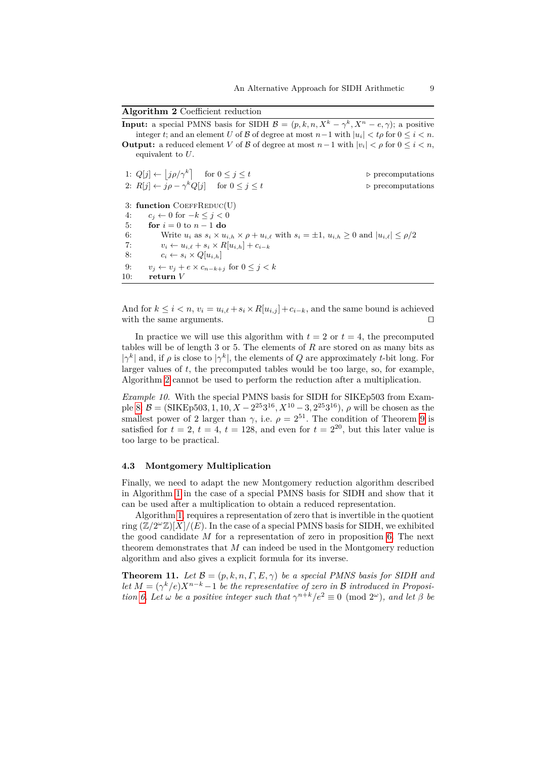**Algorithm 2** Coefficient reduction

**Input:** a special PMNS basis for SIDH $\mathcal{B} = (p, k, n, X^k - \gamma^k, X^n - e, \gamma)$; a positive integer $t$; and an element $U$ of $\mathcal{B}$ of degree at most $n-1$ with $|u_i| < t\rho$ for $0 \le i < n$.

**Output:** a reduced element $V$ of $\mathcal{B}$ of degree at most $n-1$ with $|v_i| < \rho$ for $0 \le i < n$, equivalent to $U$.

```
1: Q[j] ← ⌊jρ/γ^k⌉   for 0 ≤ j ≤ t                          ▷ precomputations
2: R[j] ← jρ − γ^k Q[j]   for 0 ≤ j ≤ t                     ▷ precomputations

3: function CoeffReduc(U)
4:     c_j ← 0 for −k ≤ j < 0
5:     for i = 0 to n − 1 do
6:         Write u_i as s_i × u_{i,h} × ρ + u_{i,ℓ} with s_i = ±1, u_{i,h} ≥ 0 and |u_{i,ℓ}| ≤ ρ/2
7:         v_i ← u_{i,ℓ} + s_i × R[u_{i,h}] + c_{i−k}
8:         c_i ← s_i × Q[u_{i,h}]
9:     v_j ← v_j + e × c_{n−k+j} for 0 ≤ j < k
10:    return V
```

And for $k \le i < n$, $v_i = u_{i,\ell} + s_i \times R[u_{i,j}] + c_{i-k}$, and the same bound is achieved with the same arguments. □

In practice we will use this algorithm with $t = 2$ or $t = 4$, the precomputed tables will be of length 3 or 5. The elements of $R$ are stored on as many bits as $|\gamma^k|$ and, if $\rho$ is close to $|\gamma^k|$, the elements of $Q$ are approximately $t$-bit long. For larger values of $t$, the precomputed tables would be too large, so, for example, Algorithm 2 cannot be used to perform the reduction after a multiplication.

*Example 10.* With the special PMNS basis for SIDH for SIKEp503 from Example 8, $\mathcal{B} = (\text{SIKEp503}, 1, 10, X - 2^{25}3^{16}, X^{10} - 3, 2^{25}3^{16})$, $\rho$ will be chosen as the smallest power of 2 larger than $\gamma$, i.e. $\rho = 2^{51}$. The condition of Theorem 9 is satisfied for $t = 2$, $t = 4$, $t = 128$, and even for $t = 2^{20}$, but this later value is too large to be practical.

### 4.3 Montgomery Multiplication

Finally, we need to adapt the new Montgomery reduction algorithm described in Algorithm 1 in the case of a special PMNS basis for SIDH and show that it can be used after a multiplication to obtain a reduced representation.

Algorithm 1, requires a representation of zero that is invertible in the quotient ring $(\mathbb{Z}/2^\omega\mathbb{Z})[X]/(E)$. In the case of a special PMNS basis for SIDH, we exhibited the good candidate $M$ for a representation of zero in proposition 6. The next theorem demonstrates that $M$ can indeed be used in the Montgomery reduction algorithm and also gives a explicit formula for its inverse.

**Theorem 11.** *Let $\mathcal{B} = (p, k, n, \Gamma, E, \gamma)$ be a special PMNS basis for SIDH and let $M = (\gamma^k/e)X^{n-k} - 1$ be the representative of zero in $\mathcal{B}$ introduced in Proposition 6. Let $\omega$ be a positive integer such that $\gamma^{n+k}/e^2 \equiv 0 \pmod{2^\omega}$, and let $\beta$ be*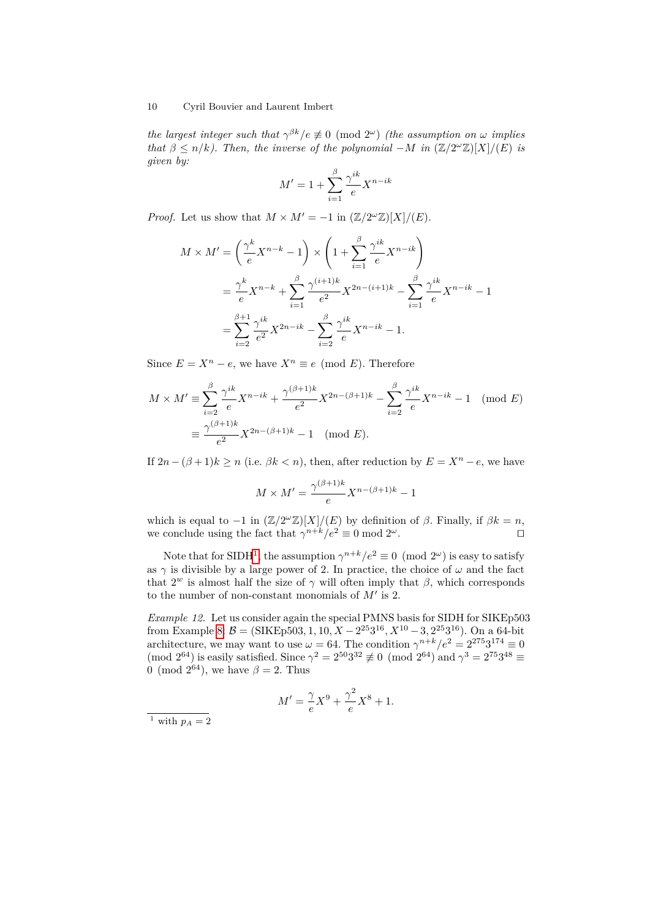*the largest integer such that $\gamma^{\beta k}/e \not\equiv 0 \pmod{2^\omega}$ (the assumption on $\omega$ implies that $\beta \le n/k$). Then, the inverse of the polynomial $-M$ in $(\mathbb{Z}/2^\omega\mathbb{Z})[X]/(E)$ is given by:*

$$M' = 1 + \sum_{i=1}^{\beta} \frac{\gamma^{ik}}{e} X^{n-ik}$$

*Proof.* Let us show that $M \times M' = -1$ in $(\mathbb{Z}/2^\omega\mathbb{Z})[X]/(E)$.

$$\begin{aligned}
M \times M' &= \left(\frac{\gamma^k}{e} X^{n-k} - 1\right) \times \left(1 + \sum_{i=1}^{\beta} \frac{\gamma^{ik}}{e} X^{n-ik}\right) \\
&= \frac{\gamma^k}{e} X^{n-k} + \sum_{i=1}^{\beta} \frac{\gamma^{(i+1)k}}{e^2} X^{2n-(i+1)k} - \sum_{i=1}^{\beta} \frac{\gamma^{ik}}{e} X^{n-ik} - 1 \\
&= \sum_{i=2}^{\beta+1} \frac{\gamma^{ik}}{e^2} X^{2n-ik} - \sum_{i=2}^{\beta} \frac{\gamma^{ik}}{e} X^{n-ik} - 1.
\end{aligned}$$

Since $E = X^n - e$, we have $X^n \equiv e \pmod{E}$. Therefore

$$\begin{aligned}
M \times M' &\equiv \sum_{i=2}^{\beta} \frac{\gamma^{ik}}{e} X^{n-ik} + \frac{\gamma^{(\beta+1)k}}{e^2} X^{2n-(\beta+1)k} - \sum_{i=2}^{\beta} \frac{\gamma^{ik}}{e} X^{n-ik} - 1 \pmod{E} \\
&\equiv \frac{\gamma^{(\beta+1)k}}{e^2} X^{2n-(\beta+1)k} - 1 \pmod{E}.
\end{aligned}$$

If $2n - (\beta+1)k \ge n$ (i.e. $\beta k < n$), then, after reduction by $E = X^n - e$, we have

$$M \times M' = \frac{\gamma^{(\beta+1)k}}{e} X^{n-(\beta+1)k} - 1$$

which is equal to $-1$ in $(\mathbb{Z}/2^\omega\mathbb{Z})[X]/(E)$ by definition of $\beta$. Finally, if $\beta k = n$, we conclude using the fact that $\gamma^{n+k}/e^2 \equiv 0 \bmod 2^\omega$. □

Note that for SIDH[1], the assumption $\gamma^{n+k}/e^2 \equiv 0 \pmod{2^\omega}$ is easy to satisfy as $\gamma$ is divisible by a large power of 2. In practice, the choice of $\omega$ and the fact that $2^w$ is almost half the size of $\gamma$ will often imply that $\beta$, which corresponds to the number of non-constant monomials of $M'$ is 2.

*Example 12.* Let us consider again the special PMNS basis for SIDH for SIKEp503 from Example 8: $\mathcal{B} = (\text{SIKEp503}, 1, 10, X - 2^{25}3^{16}, X^{10} - 3, 2^{25}3^{16})$. On a 64-bit architecture, we may want to use $\omega = 64$. The condition $\gamma^{n+k}/e^2 = 2^{275}3^{174} \equiv 0 \pmod{2^{64}}$ is easily satisfied. Since $\gamma^2 = 2^{50}3^{32} \not\equiv 0 \pmod{2^{64}}$ and $\gamma^3 = 2^{75}3^{48} \equiv 0 \pmod{2^{64}}$, we have $\beta = 2$. Thus

$$M' = \frac{\gamma}{e} X^9 + \frac{\gamma^2}{e} X^8 + 1.$$

---

[1] with $p_A = 2$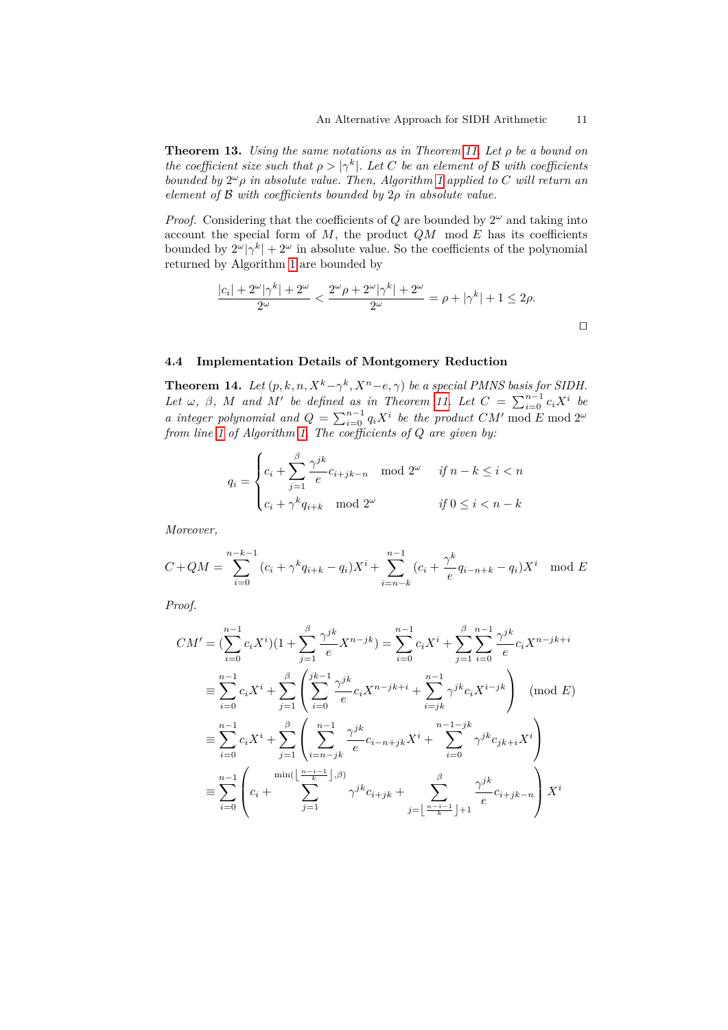**Theorem 13.** *Using the same notations as in Theorem 11. Let $\rho$ be a bound on the coefficient size such that $\rho > |\gamma^k|$. Let $C$ be an element of $\mathcal{B}$ with coefficients bounded by $2^\omega \rho$ in absolute value. Then, Algorithm 1 applied to $C$ will return an element of $\mathcal{B}$ with coefficients bounded by $2\rho$ in absolute value.*

*Proof.* Considering that the coefficients of $Q$ are bounded by $2^\omega$ and taking into account the special form of $M$, the product $QM \mod E$ has its coefficients bounded by $2^\omega|\gamma^k| + 2^\omega$ in absolute value. So the coefficients of the polynomial returned by Algorithm 1 are bounded by

$$\frac{|c_i| + 2^\omega|\gamma^k| + 2^\omega}{2^\omega} < \frac{2^\omega\rho + 2^\omega|\gamma^k| + 2^\omega}{2^\omega} = \rho + |\gamma^k| + 1 \leq 2\rho.$$

□

### 4.4 Implementation Details of Montgomery Reduction

**Theorem 14.** *Let $(p, k, n, X^k - \gamma^k, X^n - e, \gamma)$ be a special PMNS basis for SIDH. Let $\omega$, $\beta$, $M$ and $M'$ be defined as in Theorem 11. Let $C = \sum_{i=0}^{n-1} c_i X^i$ be a integer polynomial and $Q = \sum_{i=0}^{n-1} q_i X^i$ be the product $CM' \bmod E \bmod 2^\omega$ from line 1 of Algorithm 1. The coefficients of $Q$ are given by:*

$$q_i = \begin{cases} c_i + \displaystyle\sum_{j=1}^{\beta} \frac{\gamma^{jk}}{e} c_{i+jk-n} \mod 2^\omega & \text{if } n-k \leq i < n \\ c_i + \gamma^k q_{i+k} \mod 2^\omega & \text{if } 0 \leq i < n-k \end{cases}$$

*Moreover,*

$$C + QM = \sum_{i=0}^{n-k-1} (c_i + \gamma^k q_{i+k} - q_i) X^i + \sum_{i=n-k}^{n-1} (c_i + \frac{\gamma^k}{e} q_{i-n+k} - q_i) X^i \mod E$$

*Proof.*

$$\begin{aligned}
CM' &= (\sum_{i=0}^{n-1} c_i X^i)(1 + \sum_{j=1}^{\beta} \frac{\gamma^{jk}}{e} X^{n-jk}) = \sum_{i=0}^{n-1} c_i X^i + \sum_{j=1}^{\beta} \sum_{i=0}^{n-1} \frac{\gamma^{jk}}{e} c_i X^{n-jk+i} \\
&\equiv \sum_{i=0}^{n-1} c_i X^i + \sum_{j=1}^{\beta} \left( \sum_{i=0}^{jk-1} \frac{\gamma^{jk}}{e} c_i X^{n-jk+i} + \sum_{i=jk}^{n-1} \gamma^{jk} c_i X^{i-jk} \right) \pmod{E} \\
&\equiv \sum_{i=0}^{n-1} c_i X^i + \sum_{j=1}^{\beta} \left( \sum_{i=n-jk}^{n-1} \frac{\gamma^{jk}}{e} c_{i-n+jk} X^i + \sum_{i=0}^{n-1-jk} \gamma^{jk} c_{jk+i} X^i \right) \\
&\equiv \sum_{i=0}^{n-1} \left( c_i + \sum_{j=1}^{\min(\lfloor \frac{n-i-1}{k} \rfloor, \beta)} \gamma^{jk} c_{i+jk} + \sum_{j=\lfloor \frac{n-i-1}{k} \rfloor + 1}^{\beta} \frac{\gamma^{jk}}{e} c_{i+jk-n} \right) X^i
\end{aligned}$$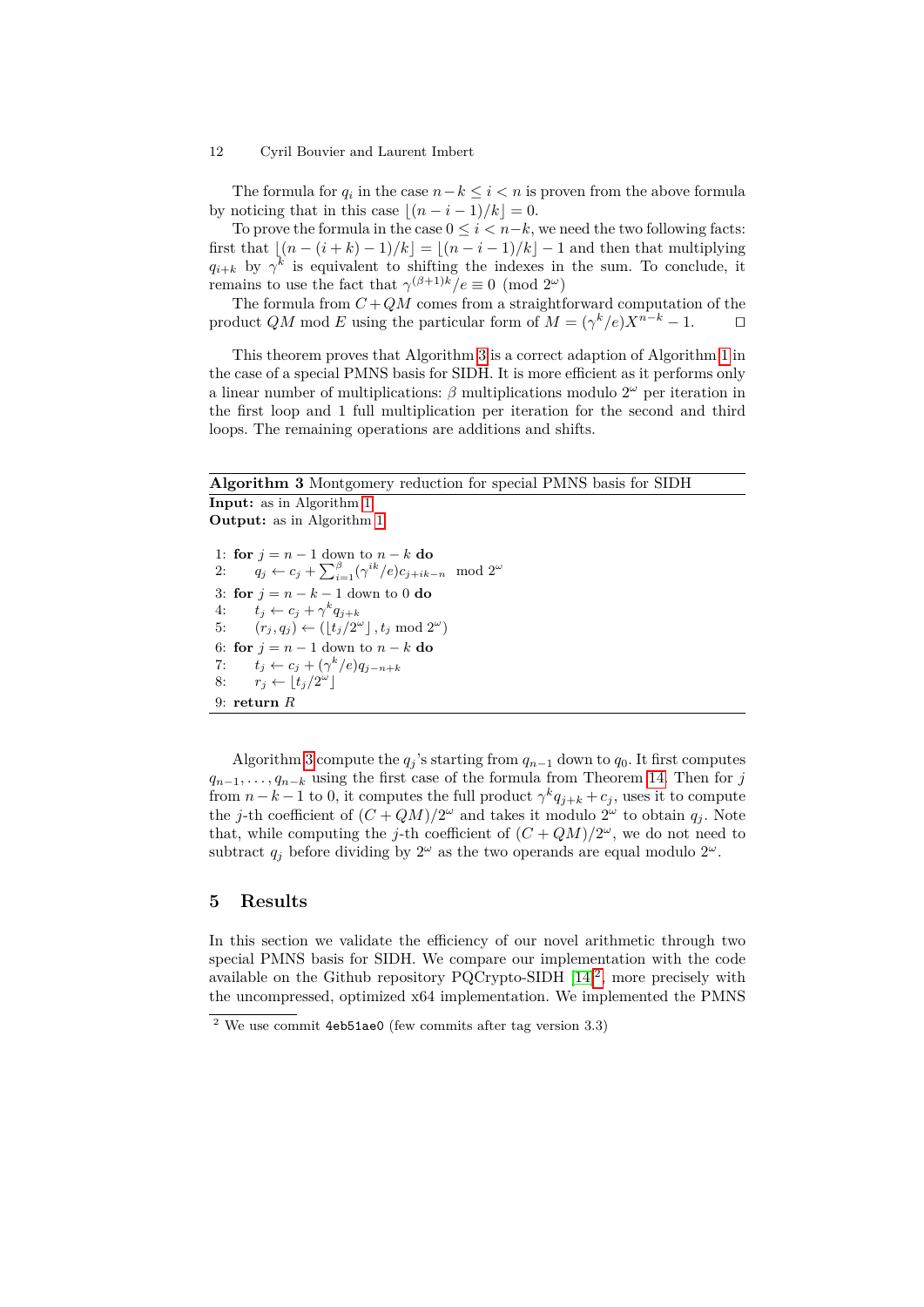The formula for $q_i$ in the case $n-k \le i < n$ is proven from the above formula by noticing that in this case $\lfloor (n-i-1)/k \rfloor = 0$.

To prove the formula in the case $0 \le i < n-k$, we need the two following facts: first that $\lfloor (n-(i+k)-1)/k \rfloor = \lfloor (n-i-1)/k \rfloor - 1$ and then that multiplying $q_{i+k}$ by $\gamma^k$ is equivalent to shifting the indexes in the sum. To conclude, it remains to use the fact that $\gamma^{(\beta+1)k}/e \equiv 0 \pmod{2^\omega}$

The formula from $C + QM$ comes from a straightforward computation of the product $QM \bmod E$ using the particular form of $M = (\gamma^k/e)X^{n-k} - 1$. □

This theorem proves that Algorithm 3 is a correct adaption of Algorithm 1 in the case of a special PMNS basis for SIDH. It is more efficient as it performs only a linear number of multiplications: $\beta$ multiplications modulo $2^\omega$ per iteration in the first loop and 1 full multiplication per iteration for the second and third loops. The remaining operations are additions and shifts.

**Algorithm 3** Montgomery reduction for special PMNS basis for SIDH

**Input:** as in Algorithm 1

**Output:** as in Algorithm 1

1: **for** $j = n-1$ down to $n-k$ **do**
2: $\quad q_j \leftarrow c_j + \sum_{i=1}^{\beta} (\gamma^{ik}/e) c_{j+ik-n} \mod 2^\omega$
3: **for** $j = n-k-1$ down to $0$ **do**
4: $\quad t_j \leftarrow c_j + \gamma^k q_{j+k}$
5: $\quad (r_j, q_j) \leftarrow (\lfloor t_j/2^\omega \rfloor, t_j \bmod 2^\omega)$
6: **for** $j = n-1$ down to $n-k$ **do**
7: $\quad t_j \leftarrow c_j + (\gamma^k/e) q_{j-n+k}$
8: $\quad r_j \leftarrow \lfloor t_j/2^\omega \rfloor$
9: **return** $R$

Algorithm 3 compute the $q_j$'s starting from $q_{n-1}$ down to $q_0$. It first computes $q_{n-1}, \dots, q_{n-k}$ using the first case of the formula from Theorem 14. Then for $j$ from $n-k-1$ to 0, it computes the full product $\gamma^k q_{j+k} + c_j$, uses it to compute the $j$-th coefficient of $(C + QM)/2^\omega$ and takes it modulo $2^\omega$ to obtain $q_j$. Note that, while computing the $j$-th coefficient of $(C + QM)/2^\omega$, we do not need to subtract $q_j$ before dividing by $2^\omega$ as the two operands are equal modulo $2^\omega$.

## 5 Results

In this section we validate the efficiency of our novel arithmetic through two special PMNS basis for SIDH. We compare our implementation with the code available on the Github repository PQCrypto-SIDH [14][2], more precisely with the uncompressed, optimized x64 implementation. We implemented the PMNS

[2] We use commit 4eb51ae0 (few commits after tag version 3.3)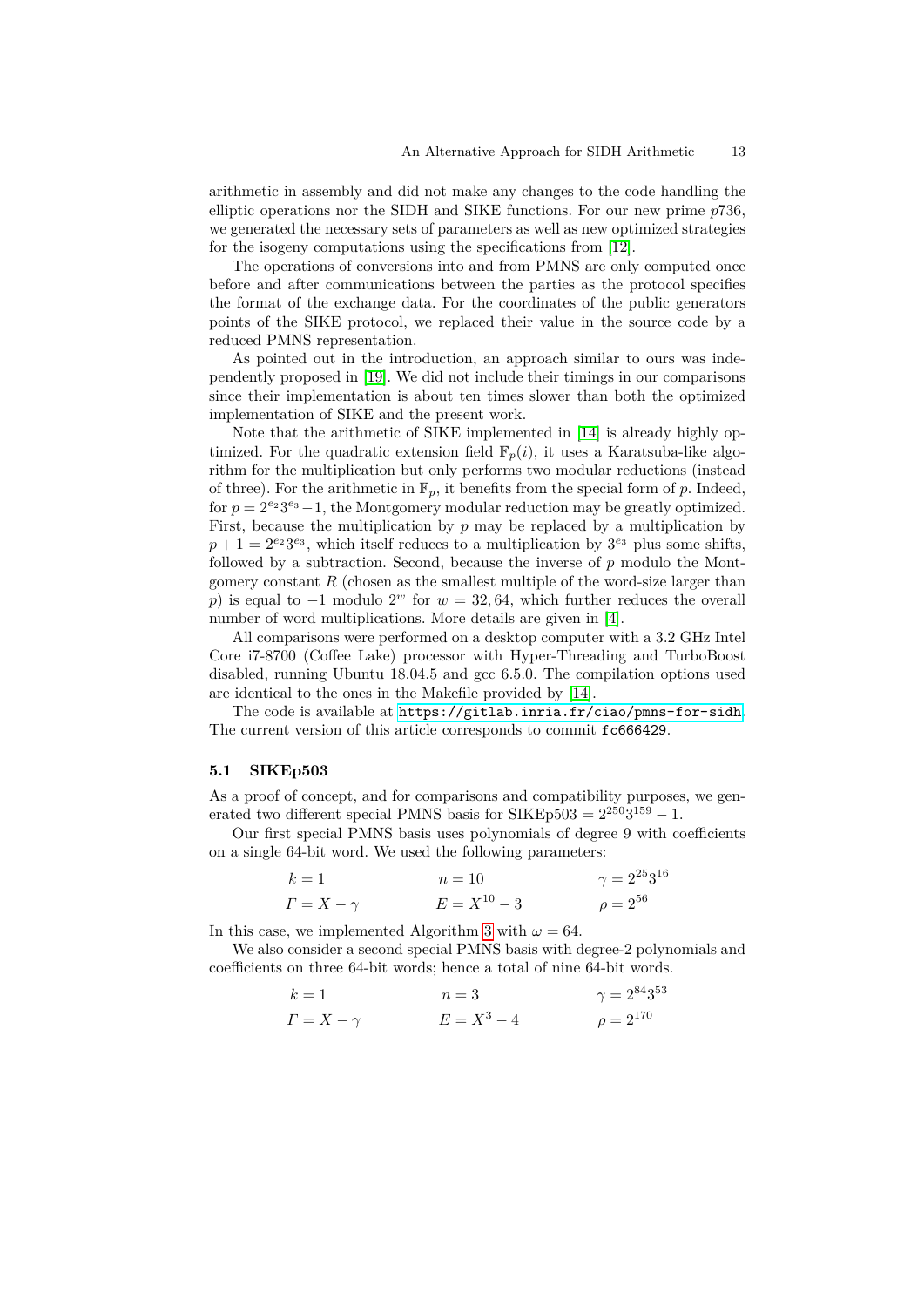arithmetic in assembly and did not make any changes to the code handling the elliptic operations nor the SIDH and SIKE functions. For our new prime $p736$, we generated the necessary sets of parameters as well as new optimized strategies for the isogeny computations using the specifications from [12].

The operations of conversions into and from PMNS are only computed once before and after communications between the parties as the protocol specifies the format of the exchange data. For the coordinates of the public generators points of the SIKE protocol, we replaced their value in the source code by a reduced PMNS representation.

As pointed out in the introduction, an approach similar to ours was independently proposed in [19]. We did not include their timings in our comparisons since their implementation is about ten times slower than both the optimized implementation of SIKE and the present work.

Note that the arithmetic of SIKE implemented in [14] is already highly optimized. For the quadratic extension field $\mathbb{F}_p(i)$, it uses a Karatsuba-like algorithm for the multiplication but only performs two modular reductions (instead of three). For the arithmetic in $\mathbb{F}_p$, it benefits from the special form of $p$. Indeed, for $p = 2^{e_2}3^{e_3} - 1$, the Montgomery modular reduction may be greatly optimized. First, because the multiplication by $p$ may be replaced by a multiplication by $p+1 = 2^{e_2}3^{e_3}$, which itself reduces to a multiplication by $3^{e_3}$ plus some shifts, followed by a subtraction. Second, because the inverse of $p$ modulo the Montgomery constant $R$ (chosen as the smallest multiple of the word-size larger than $p$) is equal to $-1$ modulo $2^w$ for $w = 32, 64$, which further reduces the overall number of word multiplications. More details are given in [4].

All comparisons were performed on a desktop computer with a 3.2 GHz Intel Core i7-8700 (Coffee Lake) processor with Hyper-Threading and TurboBoost disabled, running Ubuntu 18.04.5 and gcc 6.5.0. The compilation options used are identical to the ones in the Makefile provided by [14].

The code is available at `https://gitlab.inria.fr/ciao/pmns-for-sidh`. The current version of this article corresponds to commit `fc666429`.

### 5.1 SIKEp503

As a proof of concept, and for comparisons and compatibility purposes, we generated two different special PMNS basis for SIKEp503 $= 2^{250}3^{159} - 1$.

Our first special PMNS basis uses polynomials of degree 9 with coefficients on a single 64-bit word. We used the following parameters:

$$k = 1 \qquad n = 10 \qquad \gamma = 2^{25}3^{16}$$
$$\Gamma = X - \gamma \qquad E = X^{10} - 3 \qquad \rho = 2^{56}$$

In this case, we implemented Algorithm 3 with $\omega = 64$.

We also consider a second special PMNS basis with degree-2 polynomials and coefficients on three 64-bit words; hence a total of nine 64-bit words.

$$k = 1 \qquad n = 3 \qquad \gamma = 2^{84}3^{53}$$
$$\Gamma = X - \gamma \qquad E = X^3 - 4 \qquad \rho = 2^{170}$$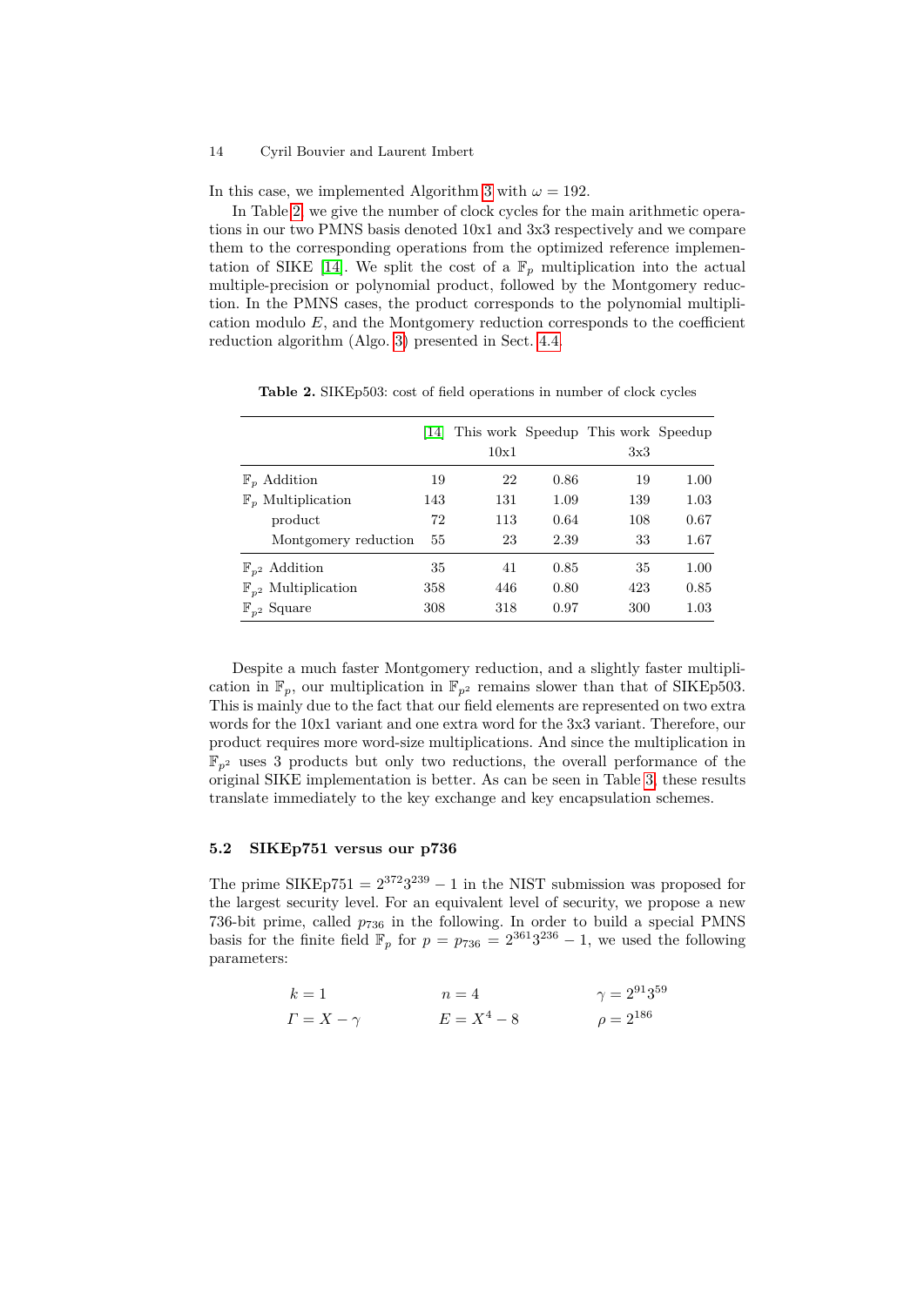In this case, we implemented Algorithm 3 with $\omega = 192$.

In Table 2, we give the number of clock cycles for the main arithmetic operations in our two PMNS basis denoted 10x1 and 3x3 respectively and we compare them to the corresponding operations from the optimized reference implementation of SIKE [14]. We split the cost of a $\mathbb{F}_p$ multiplication into the actual multiple-precision or polynomial product, followed by the Montgomery reduction. In the PMNS cases, the product corresponds to the polynomial multiplication modulo $E$, and the Montgomery reduction corresponds to the coefficient reduction algorithm (Algo. 3) presented in Sect. 4.4.

**Table 2.** SIKEp503: cost of field operations in number of clock cycles

| | [14] | This work 10x1 | Speedup | This work 3x3 | Speedup |
|---|---|---|---|---|---|
| $\mathbb{F}_p$ Addition | 19 | 22 | 0.86 | 19 | 1.00 |
| $\mathbb{F}_p$ Multiplication | 143 | 131 | 1.09 | 139 | 1.03 |
| product | 72 | 113 | 0.64 | 108 | 0.67 |
| Montgomery reduction | 55 | 23 | 2.39 | 33 | 1.67 |
| $\mathbb{F}_{p^2}$ Addition | 35 | 41 | 0.85 | 35 | 1.00 |
| $\mathbb{F}_{p^2}$ Multiplication | 358 | 446 | 0.80 | 423 | 0.85 |
| $\mathbb{F}_{p^2}$ Square | 308 | 318 | 0.97 | 300 | 1.03 |

Despite a much faster Montgomery reduction, and a slightly faster multiplication in $\mathbb{F}_p$, our multiplication in $\mathbb{F}_{p^2}$ remains slower than that of SIKEp503. This is mainly due to the fact that our field elements are represented on two extra words for the 10x1 variant and one extra word for the 3x3 variant. Therefore, our product requires more word-size multiplications. And since the multiplication in $\mathbb{F}_{p^2}$ uses 3 products but only two reductions, the overall performance of the original SIKE implementation is better. As can be seen in Table 3, these results translate immediately to the key exchange and key encapsulation schemes.

### 5.2 SIKEp751 versus our p736

The prime SIKEp751 $= 2^{372}3^{239} - 1$ in the NIST submission was proposed for the largest security level. For an equivalent level of security, we propose a new 736-bit prime, called $p_{736}$ in the following. In order to build a special PMNS basis for the finite field $\mathbb{F}_p$ for $p = p_{736} = 2^{361}3^{236} - 1$, we used the following parameters:

$$k = 1 \qquad n = 4 \qquad \gamma = 2^{91}3^{59}$$
$$\Gamma = X - \gamma \qquad E = X^4 - 8 \qquad \rho = 2^{186}$$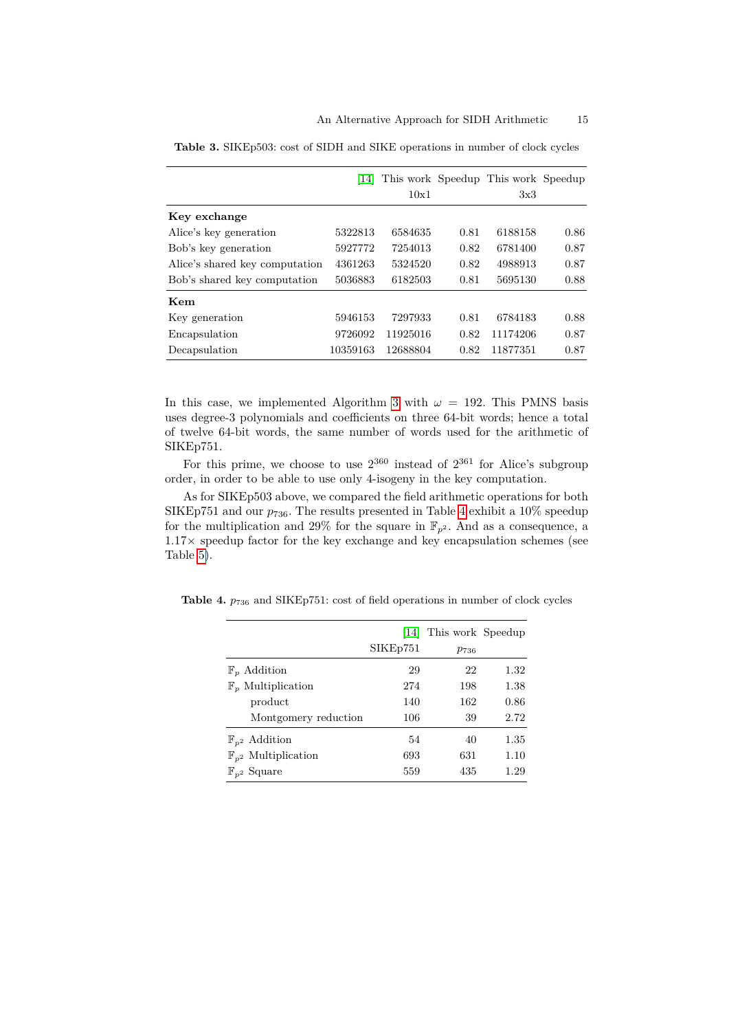**Table 3.** SIKEp503: cost of SIDH and SIKE operations in number of clock cycles

| | [14] | This work 10x1 | Speedup | This work 3x3 | Speedup |
|---|---|---|---|---|---|
| **Key exchange** | | | | | |
| Alice's key generation | 5322813 | 6584635 | 0.81 | 6188158 | 0.86 |
| Bob's key generation | 5927772 | 7254013 | 0.82 | 6781400 | 0.87 |
| Alice's shared key computation | 4361263 | 5324520 | 0.82 | 4988913 | 0.87 |
| Bob's shared key computation | 5036883 | 6182503 | 0.81 | 5695130 | 0.88 |
| **Kem** | | | | | |
| Key generation | 5946153 | 7297933 | 0.81 | 6784183 | 0.88 |
| Encapsulation | 9726092 | 11925016 | 0.82 | 11174206 | 0.87 |
| Decapsulation | 10359163 | 12688804 | 0.82 | 11877351 | 0.87 |

In this case, we implemented Algorithm 3 with $\omega = 192$. This PMNS basis uses degree-3 polynomials and coefficients on three 64-bit words; hence a total of twelve 64-bit words, the same number of words used for the arithmetic of SIKEp751.

For this prime, we choose to use $2^{360}$ instead of $2^{361}$ for Alice's subgroup order, in order to be able to use only 4-isogeny in the key computation.

As for SIKEp503 above, we compared the field arithmetic operations for both SIKEp751 and our $p_{736}$. The results presented in Table 4 exhibit a 10% speedup for the multiplication and 29% for the square in $\mathbb{F}_{p^2}$. And as a consequence, a $1.17\times$ speedup factor for the key exchange and key encapsulation schemes (see Table 5).

**Table 4.** $p_{736}$ and SIKEp751: cost of field operations in number of clock cycles

| | [14] SIKEp751 | This work $p_{736}$ | Speedup |
|---|---|---|---|
| $\mathbb{F}_p$ Addition | 29 | 22 | 1.32 |
| $\mathbb{F}_p$ Multiplication | 274 | 198 | 1.38 |
| product | 140 | 162 | 0.86 |
| Montgomery reduction | 106 | 39 | 2.72 |
| $\mathbb{F}_{p^2}$ Addition | 54 | 40 | 1.35 |
| $\mathbb{F}_{p^2}$ Multiplication | 693 | 631 | 1.10 |
| $\mathbb{F}_{p^2}$ Square | 559 | 435 | 1.29 |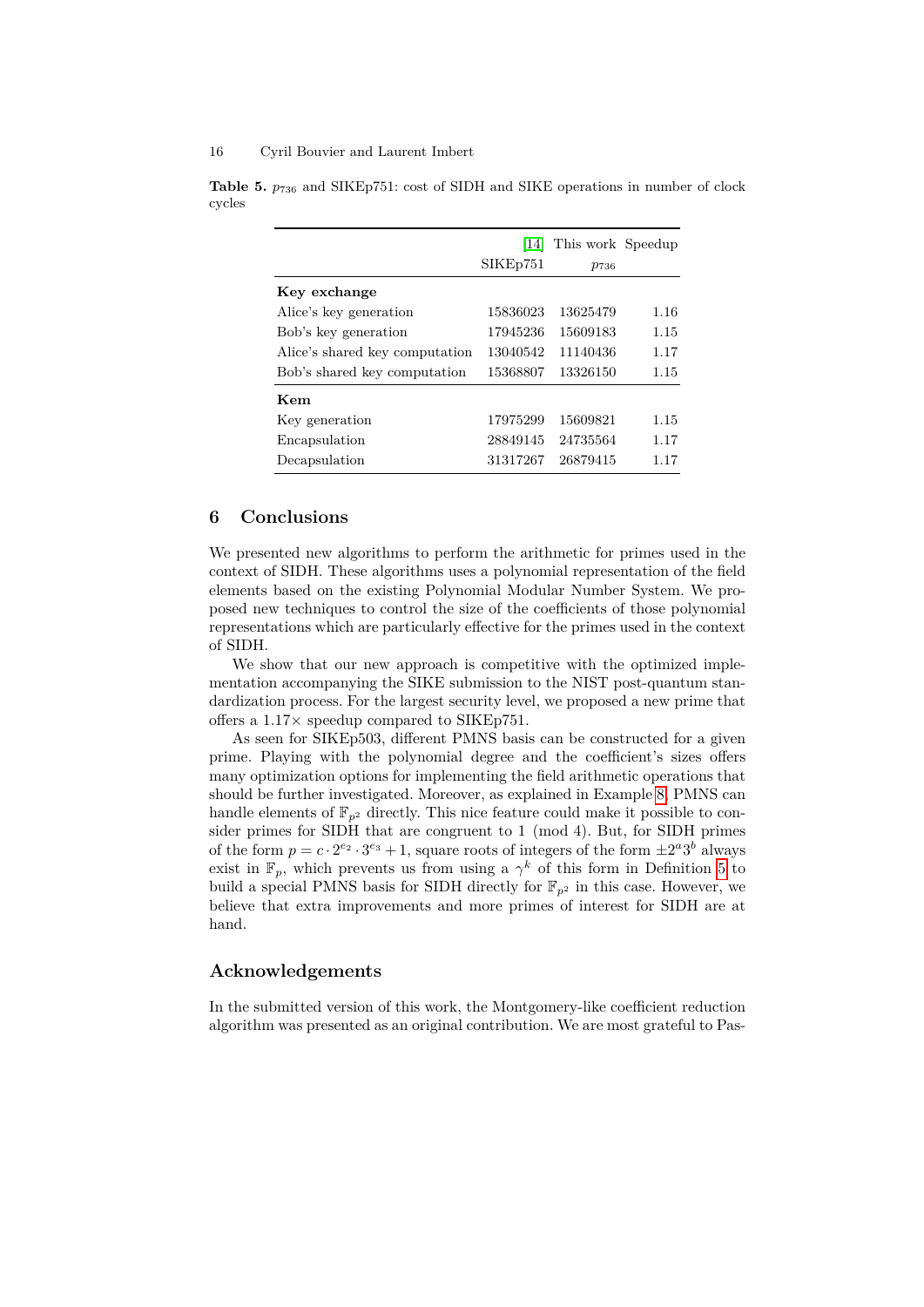**Table 5.** $p_{736}$ and SIKEp751: cost of SIDH and SIKE operations in number of clock cycles

| | [14] SIKEp751 | This work $p_{736}$ | Speedup |
|---|---|---|---|
| **Key exchange** | | | |
| Alice's key generation | 15836023 | 13625479 | 1.16 |
| Bob's key generation | 17945236 | 15609183 | 1.15 |
| Alice's shared key computation | 13040542 | 11140436 | 1.17 |
| Bob's shared key computation | 15368807 | 13326150 | 1.15 |
| **Kem** | | | |
| Key generation | 17975299 | 15609821 | 1.15 |
| Encapsulation | 28849145 | 24735564 | 1.17 |
| Decapsulation | 31317267 | 26879415 | 1.17 |

## 6 Conclusions

We presented new algorithms to perform the arithmetic for primes used in the context of SIDH. These algorithms uses a polynomial representation of the field elements based on the existing Polynomial Modular Number System. We proposed new techniques to control the size of the coefficients of those polynomial representations which are particularly effective for the primes used in the context of SIDH.

We show that our new approach is competitive with the optimized implementation accompanying the SIKE submission to the NIST post-quantum standardization process. For the largest security level, we proposed a new prime that offers a 1.17× speedup compared to SIKEp751.

As seen for SIKEp503, different PMNS basis can be constructed for a given prime. Playing with the polynomial degree and the coefficient's sizes offers many optimization options for implementing the field arithmetic operations that should be further investigated. Moreover, as explained in Example 8, PMNS can handle elements of $\mathbb{F}_{p^2}$ directly. This nice feature could make it possible to consider primes for SIDH that are congruent to 1 (mod 4). But, for SIDH primes of the form $p = c \cdot 2^{e_2} \cdot 3^{e_3} + 1$, square roots of integers of the form $\pm 2^a 3^b$ always exist in $\mathbb{F}_p$, which prevents us from using a $\gamma^k$ of this form in Definition 5 to build a special PMNS basis for SIDH directly for $\mathbb{F}_{p^2}$ in this case. However, we believe that extra improvements and more primes of interest for SIDH are at hand.

## Acknowledgements

In the submitted version of this work, the Montgomery-like coefficient reduction algorithm was presented as an original contribution. We are most grateful to Pas-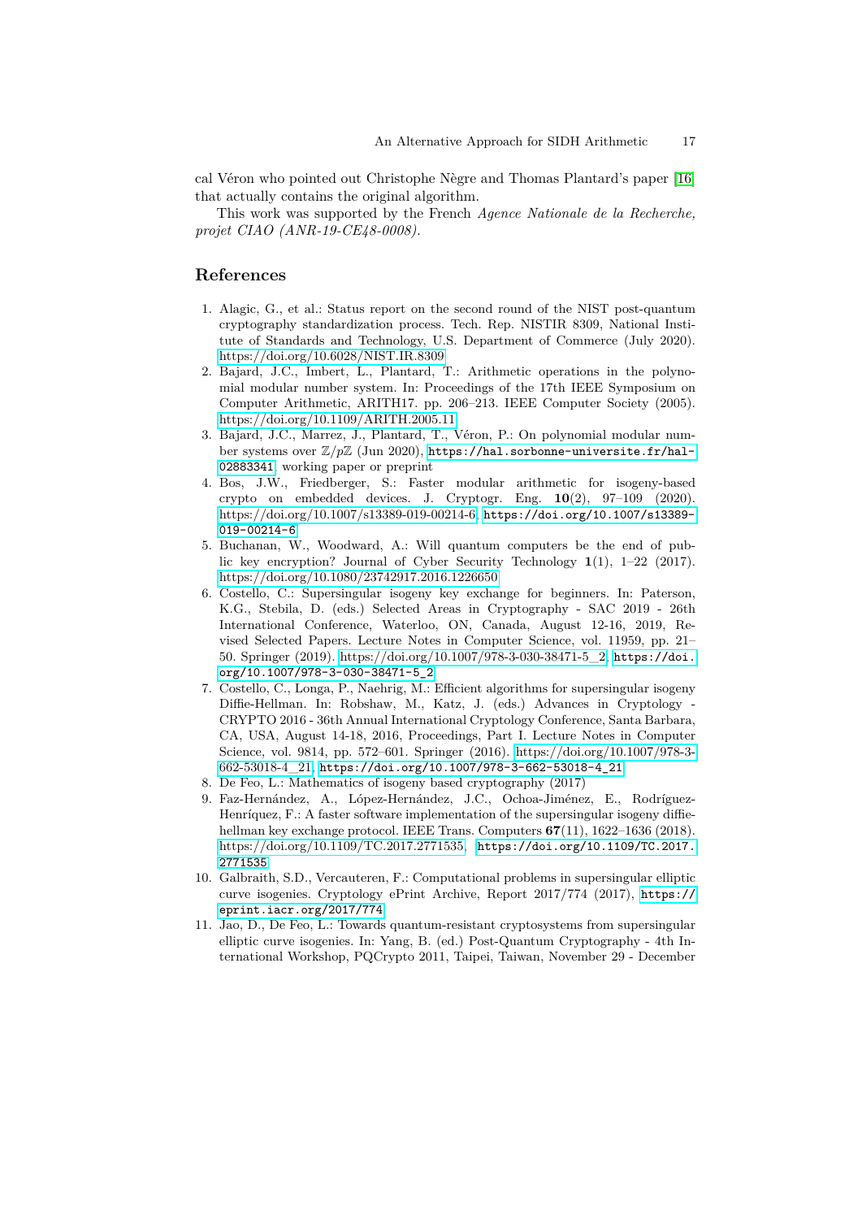cal Véron who pointed out Christophe Nègre and Thomas Plantard's paper [16] that actually contains the original algorithm.

This work was supported by the French *Agence Nationale de la Recherche, projet CIAO (ANR-19-CE48-0008)*.

## References

1. Alagic, G., et al.: Status report on the second round of the NIST post-quantum cryptography standardization process. Tech. Rep. NISTIR 8309, National Institute of Standards and Technology, U.S. Department of Commerce (July 2020). https://doi.org/10.6028/NIST.IR.8309
2. Bajard, J.C., Imbert, L., Plantard, T.: Arithmetic operations in the polynomial modular number system. In: Proceedings of the 17th IEEE Symposium on Computer Arithmetic, ARITH17. pp. 206–213. IEEE Computer Society (2005). https://doi.org/10.1109/ARITH.2005.11
3. Bajard, J.C., Marrez, J., Plantard, T., Véron, P.: On polynomial modular number systems over $\mathbb{Z}/p\mathbb{Z}$ (Jun 2020), `https://hal.sorbonne-universite.fr/hal-02883341`, working paper or preprint
4. Bos, J.W., Friedberger, S.: Faster modular arithmetic for isogeny-based crypto on embedded devices. J. Cryptogr. Eng. **10**(2), 97–109 (2020). https://doi.org/10.1007/s13389-019-00214-6, `https://doi.org/10.1007/s13389-019-00214-6`
5. Buchanan, W., Woodward, A.: Will quantum computers be the end of public key encryption? Journal of Cyber Security Technology **1**(1), 1–22 (2017). https://doi.org/10.1080/23742917.2016.1226650
6. Costello, C.: Supersingular isogeny key exchange for beginners. In: Paterson, K.G., Stebila, D. (eds.) Selected Areas in Cryptography - SAC 2019 - 26th International Conference, Waterloo, ON, Canada, August 12-16, 2019, Revised Selected Papers. Lecture Notes in Computer Science, vol. 11959, pp. 21–50. Springer (2019). https://doi.org/10.1007/978-3-030-38471-5_2, `https://doi.org/10.1007/978-3-030-38471-5_2`
7. Costello, C., Longa, P., Naehrig, M.: Efficient algorithms for supersingular isogeny Diffie-Hellman. In: Robshaw, M., Katz, J. (eds.) Advances in Cryptology - CRYPTO 2016 - 36th Annual International Cryptology Conference, Santa Barbara, CA, USA, August 14-18, 2016, Proceedings, Part I. Lecture Notes in Computer Science, vol. 9814, pp. 572–601. Springer (2016). https://doi.org/10.1007/978-3-662-53018-4_21, `https://doi.org/10.1007/978-3-662-53018-4_21`
8. De Feo, L.: Mathematics of isogeny based cryptography (2017)
9. Faz-Hernández, A., López-Hernández, J.C., Ochoa-Jiménez, E., Rodríguez-Henríquez, F.: A faster software implementation of the supersingular isogeny diffie-hellman key exchange protocol. IEEE Trans. Computers **67**(11), 1622–1636 (2018). https://doi.org/10.1109/TC.2017.2771535, `https://doi.org/10.1109/TC.2017.2771535`
10. Galbraith, S.D., Vercauteren, F.: Computational problems in supersingular elliptic curve isogenies. Cryptology ePrint Archive, Report 2017/774 (2017), `https://eprint.iacr.org/2017/774`
11. Jao, D., De Feo, L.: Towards quantum-resistant cryptosystems from supersingular elliptic curve isogenies. In: Yang, B. (ed.) Post-Quantum Cryptography - 4th International Workshop, PQCrypto 2011, Taipei, Taiwan, November 29 - December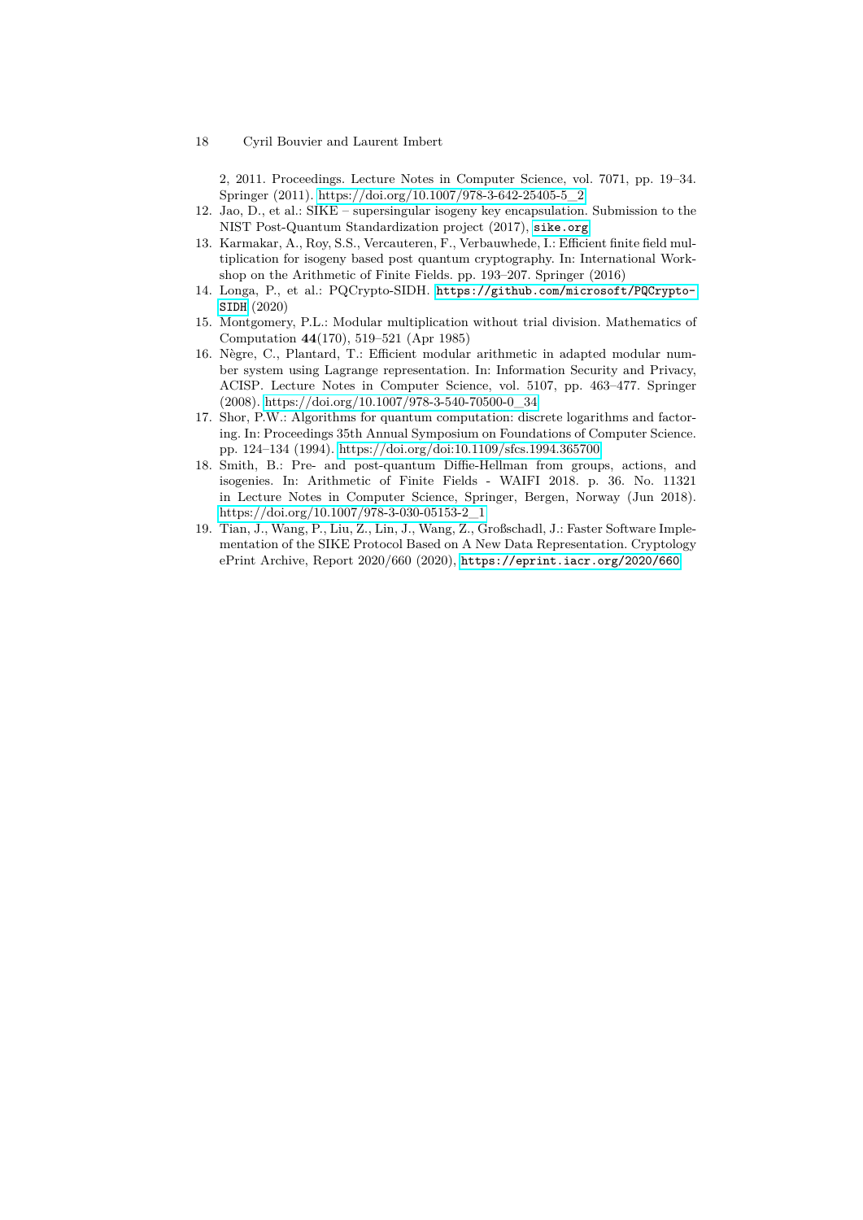2, 2011. Proceedings. Lecture Notes in Computer Science, vol. 7071, pp. 19–34. Springer (2011). https://doi.org/10.1007/978-3-642-25405-5_2

12. Jao, D., et al.: SIKE – supersingular isogeny key encapsulation. Submission to the NIST Post-Quantum Standardization project (2017), sike.org
13. Karmakar, A., Roy, S.S., Vercauteren, F., Verbauwhede, I.: Efficient finite field multiplication for isogeny based post quantum cryptography. In: International Workshop on the Arithmetic of Finite Fields. pp. 193–207. Springer (2016)
14. Longa, P., et al.: PQCrypto-SIDH. https://github.com/microsoft/PQCrypto-SIDH (2020)
15. Montgomery, P.L.: Modular multiplication without trial division. Mathematics of Computation **44**(170), 519–521 (Apr 1985)
16. Nègre, C., Plantard, T.: Efficient modular arithmetic in adapted modular number system using Lagrange representation. In: Information Security and Privacy, ACISP. Lecture Notes in Computer Science, vol. 5107, pp. 463–477. Springer (2008). https://doi.org/10.1007/978-3-540-70500-0_34
17. Shor, P.W.: Algorithms for quantum computation: discrete logarithms and factoring. In: Proceedings 35th Annual Symposium on Foundations of Computer Science. pp. 124–134 (1994). https://doi.org/doi:10.1109/sfcs.1994.365700
18. Smith, B.: Pre- and post-quantum Diffie-Hellman from groups, actions, and isogenies. In: Arithmetic of Finite Fields - WAIFI 2018. p. 36. No. 11321 in Lecture Notes in Computer Science, Springer, Bergen, Norway (Jun 2018). https://doi.org/10.1007/978-3-030-05153-2_1
19. Tian, J., Wang, P., Liu, Z., Lin, J., Wang, Z., Großschadl, J.: Faster Software Implementation of the SIKE Protocol Based on A New Data Representation. Cryptology ePrint Archive, Report 2020/660 (2020), https://eprint.iacr.org/2020/660